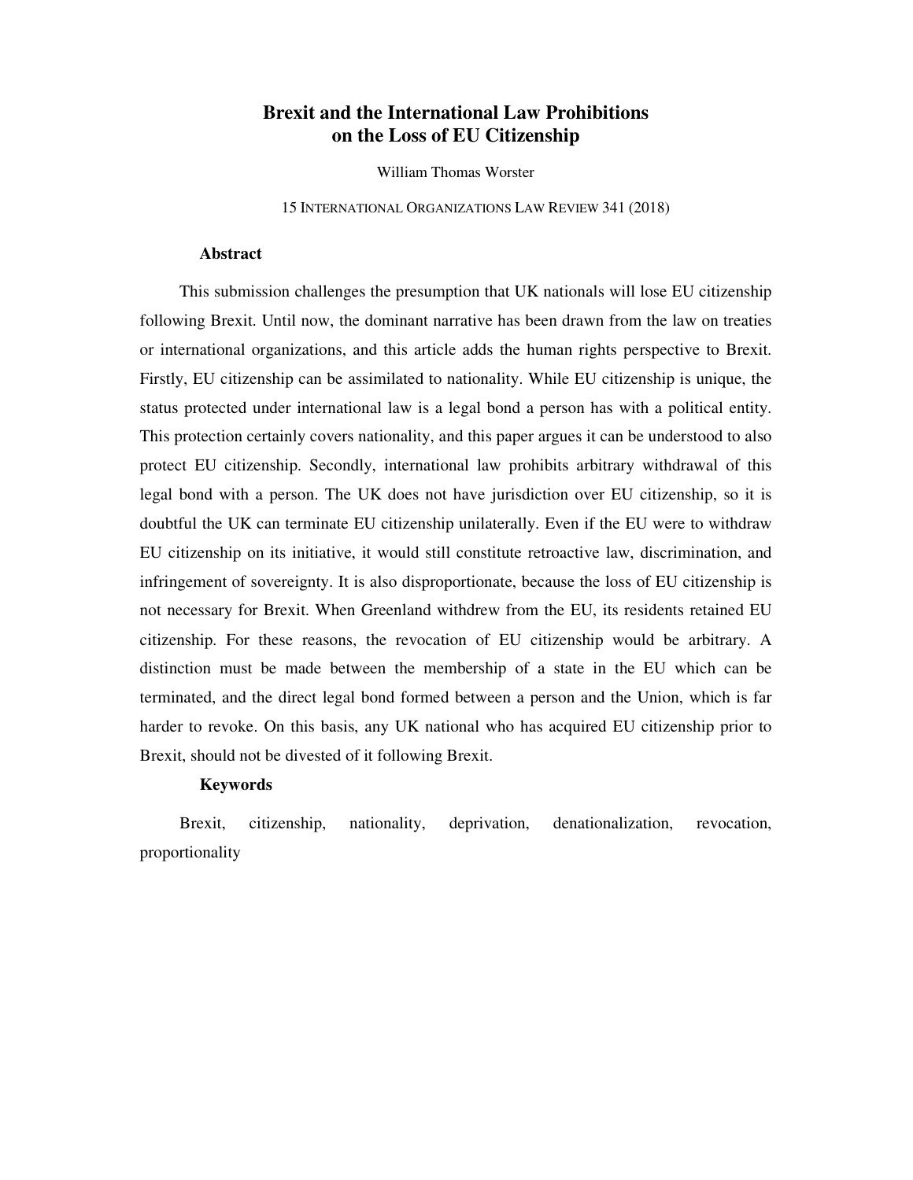# Brexit and the International Law Prohibitions on the Loss of EU Citizenship

William Thomas Worster

15 INTERNATIONAL ORGANIZATIONS LAW REVIEW 341 (2018)

## Abstract

This submission challenges the presumption that UK nationals will lose EU citizenship following Brexit. Until now, the dominant narrative has been drawn from the law on treaties or international organizations, and this article adds the human rights perspective to Brexit. Firstly, EU citizenship can be assimilated to nationality. While EU citizenship is unique, the status protected under international law is a legal bond a person has with a political entity. This protection certainly covers nationality, and this paper argues it can be understood to also protect EU citizenship. Secondly, international law prohibits arbitrary withdrawal of this legal bond with a person. The UK does not have jurisdiction over EU citizenship, so it is doubtful the UK can terminate EU citizenship unilaterally. Even if the EU were to withdraw EU citizenship on its initiative, it would still constitute retroactive law, discrimination, and infringement of sovereignty. It is also disproportionate, because the loss of EU citizenship is not necessary for Brexit. When Greenland withdrew from the EU, its residents retained EU citizenship. For these reasons, the revocation of EU citizenship would be arbitrary. A distinction must be made between the membership of a state in the EU which can be terminated, and the direct legal bond formed between a person and the Union, which is far harder to revoke. On this basis, any UK national who has acquired EU citizenship prior to Brexit, should not be divested of it following Brexit.

## Keywords

Brexit, citizenship, nationality, deprivation, denationalization, revocation, proportionality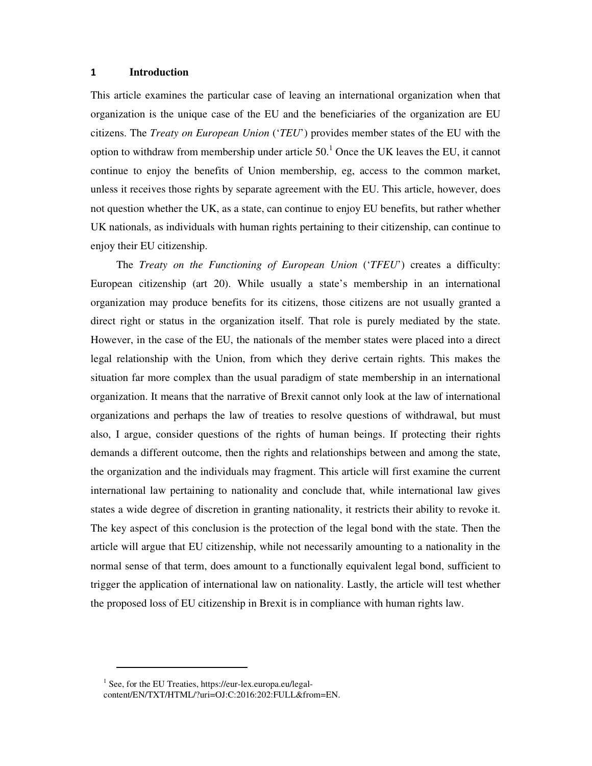## 1 Introduction

This article examines the particular case of leaving an international organization when that organization is the unique case of the EU and the beneficiaries of the organization are EU citizens. The *Treaty on European Union* ('*TEU*') provides member states of the EU with the option to withdraw from membership under article 50.[1] Once the UK leaves the EU, it cannot continue to enjoy the benefits of Union membership, eg, access to the common market, unless it receives those rights by separate agreement with the EU. This article, however, does not question whether the UK, as a state, can continue to enjoy EU benefits, but rather whether UK nationals, as individuals with human rights pertaining to their citizenship, can continue to enjoy their EU citizenship.

The *Treaty on the Functioning of European Union* ('*TFEU*') creates a difficulty: European citizenship (art 20). While usually a state's membership in an international organization may produce benefits for its citizens, those citizens are not usually granted a direct right or status in the organization itself. That role is purely mediated by the state. However, in the case of the EU, the nationals of the member states were placed into a direct legal relationship with the Union, from which they derive certain rights. This makes the situation far more complex than the usual paradigm of state membership in an international organization. It means that the narrative of Brexit cannot only look at the law of international organizations and perhaps the law of treaties to resolve questions of withdrawal, but must also, I argue, consider questions of the rights of human beings. If protecting their rights demands a different outcome, then the rights and relationships between and among the state, the organization and the individuals may fragment. This article will first examine the current international law pertaining to nationality and conclude that, while international law gives states a wide degree of discretion in granting nationality, it restricts their ability to revoke it. The key aspect of this conclusion is the protection of the legal bond with the state. Then the article will argue that EU citizenship, while not necessarily amounting to a nationality in the normal sense of that term, does amount to a functionally equivalent legal bond, sufficient to trigger the application of international law on nationality. Lastly, the article will test whether the proposed loss of EU citizenship in Brexit is in compliance with human rights law.

[1] See, for the EU Treaties, https://eur-lex.europa.eu/legal-content/EN/TXT/HTML/?uri=OJ:C:2016:202:FULL&from=EN.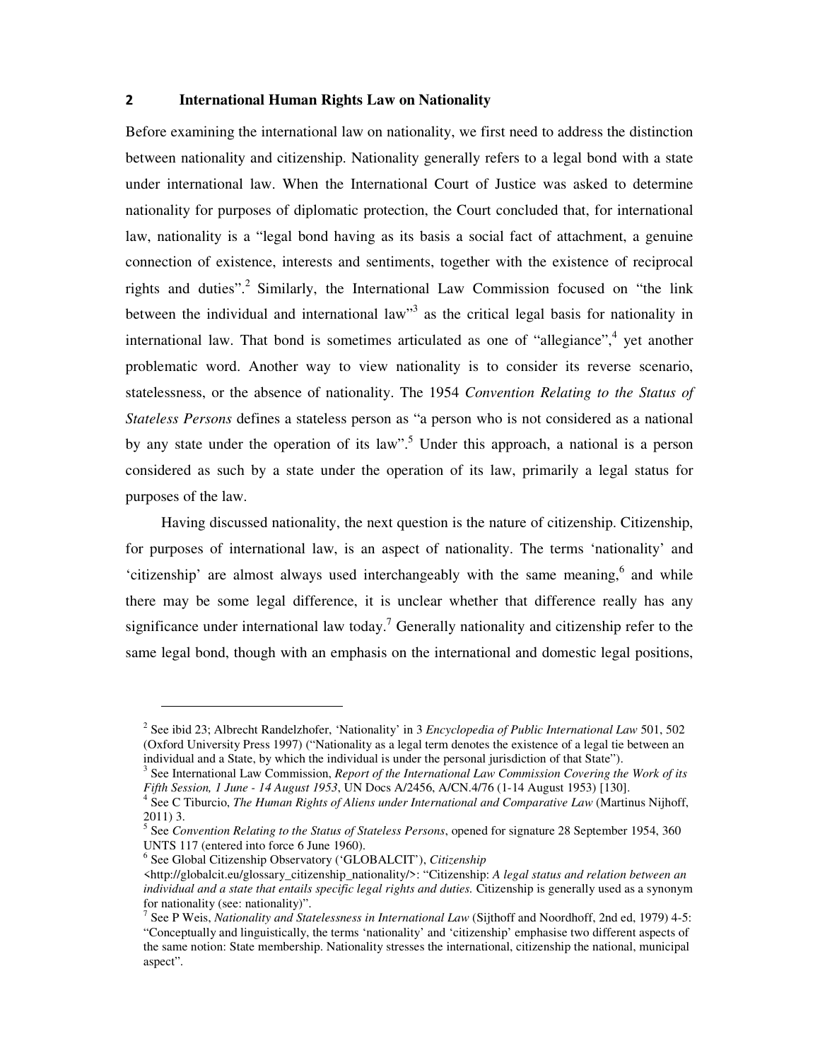## 2 International Human Rights Law on Nationality

Before examining the international law on nationality, we first need to address the distinction between nationality and citizenship. Nationality generally refers to a legal bond with a state under international law. When the International Court of Justice was asked to determine nationality for purposes of diplomatic protection, the Court concluded that, for international law, nationality is a "legal bond having as its basis a social fact of attachment, a genuine connection of existence, interests and sentiments, together with the existence of reciprocal rights and duties".[2] Similarly, the International Law Commission focused on "the link between the individual and international law"[3] as the critical legal basis for nationality in international law. That bond is sometimes articulated as one of "allegiance",[4] yet another problematic word. Another way to view nationality is to consider its reverse scenario, statelessness, or the absence of nationality. The 1954 *Convention Relating to the Status of Stateless Persons* defines a stateless person as "a person who is not considered as a national by any state under the operation of its law".[5] Under this approach, a national is a person considered as such by a state under the operation of its law, primarily a legal status for purposes of the law.

Having discussed nationality, the next question is the nature of citizenship. Citizenship, for purposes of international law, is an aspect of nationality. The terms 'nationality' and 'citizenship' are almost always used interchangeably with the same meaning,[6] and while there may be some legal difference, it is unclear whether that difference really has any significance under international law today.[7] Generally nationality and citizenship refer to the same legal bond, though with an emphasis on the international and domestic legal positions,

---

[2] See ibid 23; Albrecht Randelzhofer, 'Nationality' in 3 *Encyclopedia of Public International Law* 501, 502 (Oxford University Press 1997) ("Nationality as a legal term denotes the existence of a legal tie between an individual and a State, by which the individual is under the personal jurisdiction of that State").

[3] See International Law Commission, *Report of the International Law Commission Covering the Work of its Fifth Session, 1 June - 14 August 1953*, UN Docs A/2456, A/CN.4/76 (1-14 August 1953) [130].

[4] See C Tiburcio, *The Human Rights of Aliens under International and Comparative Law* (Martinus Nijhoff, 2011) 3.

[5] See *Convention Relating to the Status of Stateless Persons*, opened for signature 28 September 1954, 360 UNTS 117 (entered into force 6 June 1960).

[6] See Global Citizenship Observatory ('GLOBALCIT'), *Citizenship* <http://globalcit.eu/glossary_citizenship_nationality/>: "Citizenship: *A legal status and relation between an individual and a state that entails specific legal rights and duties.* Citizenship is generally used as a synonym for nationality (see: nationality)".

[7] See P Weis, *Nationality and Statelessness in International Law* (Sijthoff and Noordhoff, 2nd ed, 1979) 4-5: "Conceptually and linguistically, the terms 'nationality' and 'citizenship' emphasise two different aspects of the same notion: State membership. Nationality stresses the international, citizenship the national, municipal aspect".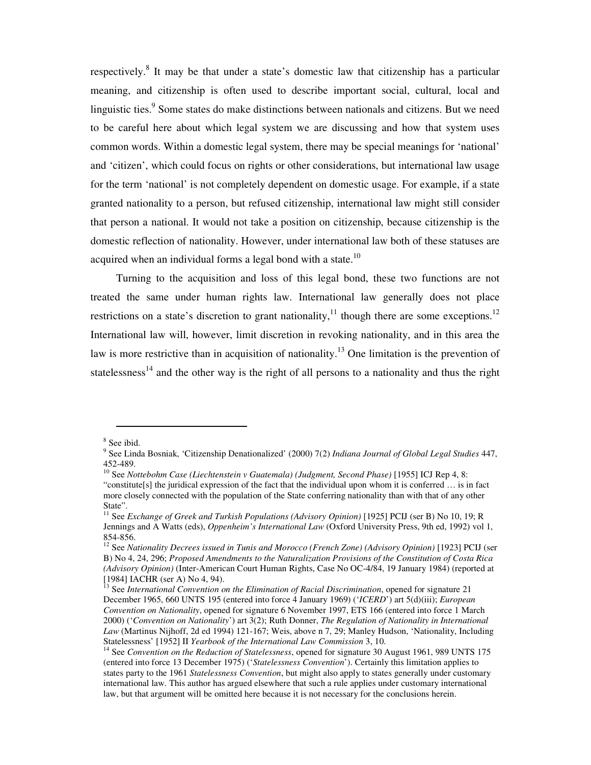respectively.[8] It may be that under a state's domestic law that citizenship has a particular meaning, and citizenship is often used to describe important social, cultural, local and linguistic ties.[9] Some states do make distinctions between nationals and citizens. But we need to be careful here about which legal system we are discussing and how that system uses common words. Within a domestic legal system, there may be special meanings for 'national' and 'citizen', which could focus on rights or other considerations, but international law usage for the term 'national' is not completely dependent on domestic usage. For example, if a state granted nationality to a person, but refused citizenship, international law might still consider that person a national. It would not take a position on citizenship, because citizenship is the domestic reflection of nationality. However, under international law both of these statuses are acquired when an individual forms a legal bond with a state.[10]

Turning to the acquisition and loss of this legal bond, these two functions are not treated the same under human rights law. International law generally does not place restrictions on a state's discretion to grant nationality,[11] though there are some exceptions.[12] International law will, however, limit discretion in revoking nationality, and in this area the law is more restrictive than in acquisition of nationality.[13] One limitation is the prevention of statelessness[14] and the other way is the right of all persons to a nationality and thus the right

---

[8] See ibid.

[9] See Linda Bosniak, 'Citizenship Denationalized' (2000) 7(2) *Indiana Journal of Global Legal Studies* 447, 452-489.

[10] See *Nottebohm Case (Liechtenstein v Guatemala) (Judgment, Second Phase)* [1955] ICJ Rep 4, 8: "constitute[s] the juridical expression of the fact that the individual upon whom it is conferred … is in fact more closely connected with the population of the State conferring nationality than with that of any other State".

[11] See *Exchange of Greek and Turkish Populations (Advisory Opinion)* [1925] PCIJ (ser B) No 10, 19; R Jennings and A Watts (eds), *Oppenheim's International Law* (Oxford University Press, 9th ed, 1992) vol 1, 854-856.

[12] See *Nationality Decrees issued in Tunis and Morocco (French Zone) (Advisory Opinion)* [1923] PCIJ (ser B) No 4, 24, 296; *Proposed Amendments to the Naturalization Provisions of the Constitution of Costa Rica (Advisory Opinion)* (Inter-American Court Human Rights, Case No OC-4/84, 19 January 1984) (reported at [1984] IACHR (ser A) No 4, 94).

[13] See *International Convention on the Elimination of Racial Discrimination*, opened for signature 21 December 1965, 660 UNTS 195 (entered into force 4 January 1969) ('*ICERD*') art 5(d)(iii); *European Convention on Nationality*, opened for signature 6 November 1997, ETS 166 (entered into force 1 March 2000) ('*Convention on Nationality*') art 3(2); Ruth Donner, *The Regulation of Nationality in International Law* (Martinus Nijhoff, 2d ed 1994) 121-167; Weis, above n 7, 29; Manley Hudson, 'Nationality, Including Statelessness' [1952] II *Yearbook of the International Law Commission* 3, 10.

[14] See *Convention on the Reduction of Statelessness*, opened for signature 30 August 1961, 989 UNTS 175 (entered into force 13 December 1975) ('*Statelessness Convention*'). Certainly this limitation applies to states party to the 1961 *Statelessness Convention*, but might also apply to states generally under customary international law. This author has argued elsewhere that such a rule applies under customary international law, but that argument will be omitted here because it is not necessary for the conclusions herein.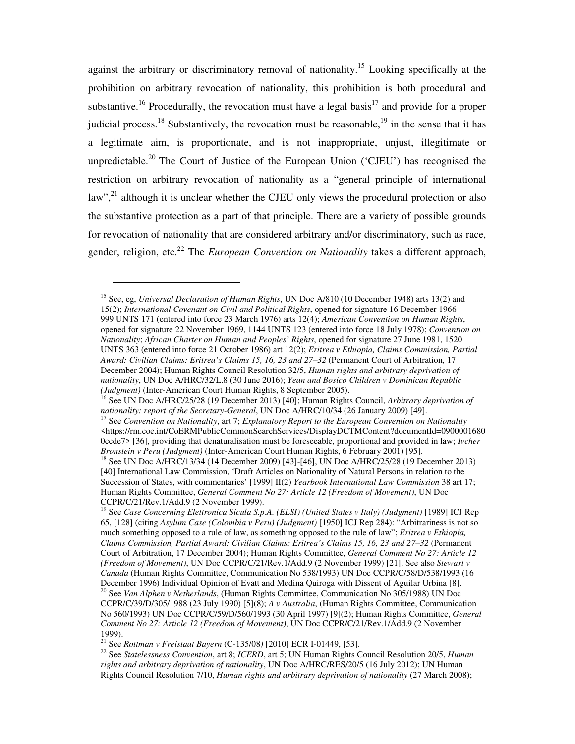against the arbitrary or discriminatory removal of nationality.[15] Looking specifically at the prohibition on arbitrary revocation of nationality, this prohibition is both procedural and substantive.[16] Procedurally, the revocation must have a legal basis[17] and provide for a proper judicial process.[18] Substantively, the revocation must be reasonable,[19] in the sense that it has a legitimate aim, is proportionate, and is not inappropriate, unjust, illegitimate or unpredictable.[20] The Court of Justice of the European Union ('CJEU') has recognised the restriction on arbitrary revocation of nationality as a "general principle of international law",[21] although it is unclear whether the CJEU only views the procedural protection or also the substantive protection as a part of that principle. There are a variety of possible grounds for revocation of nationality that are considered arbitrary and/or discriminatory, such as race, gender, religion, etc.[22] The *European Convention on Nationality* takes a different approach,

---

[15] See, eg, *Universal Declaration of Human Rights*, UN Doc A/810 (10 December 1948) arts 13(2) and 15(2); *International Covenant on Civil and Political Rights*, opened for signature 16 December 1966 999 UNTS 171 (entered into force 23 March 1976) arts 12(4); *American Convention on Human Rights*, opened for signature 22 November 1969, 1144 UNTS 123 (entered into force 18 July 1978); *Convention on Nationality*; *African Charter on Human and Peoples' Rights*, opened for signature 27 June 1981, 1520 UNTS 363 (entered into force 21 October 1986) art 12(2); *Eritrea v Ethiopia, Claims Commission, Partial Award: Civilian Claims: Eritrea's Claims 15, 16, 23 and 27–32* (Permanent Court of Arbitration, 17 December 2004); Human Rights Council Resolution 32/5, *Human rights and arbitrary deprivation of nationality*, UN Doc A/HRC/32/L.8 (30 June 2016); *Yean and Bosico Children v Dominican Republic (Judgment)* (Inter-American Court Human Rights, 8 September 2005).

[16] See UN Doc A/HRC/25/28 (19 December 2013) [40]; Human Rights Council, *Arbitrary deprivation of nationality: report of the Secretary-General*, UN Doc A/HRC/10/34 (26 January 2009) [49].

[17] See *Convention on Nationality*, art 7; *Explanatory Report to the European Convention on Nationality* <https://rm.coe.int/CoERMPublicCommonSearchServices/DisplayDCTMContent?documentId=09000016800ccde7> [36], providing that denaturalisation must be foreseeable, proportional and provided in law; *Ivcher Bronstein v Peru (Judgment)* (Inter-American Court Human Rights, 6 February 2001) [95].

[18] See UN Doc A/HRC/13/34 (14 December 2009) [43]-[46], UN Doc A/HRC/25/28 (19 December 2013) [40] International Law Commission, 'Draft Articles on Nationality of Natural Persons in relation to the Succession of States, with commentaries' [1999] II(2) *Yearbook International Law Commission* 38 art 17; Human Rights Committee, *General Comment No 27: Article 12 (Freedom of Movement)*, UN Doc CCPR/C/21/Rev.1/Add.9 (2 November 1999).

[19] See *Case Concerning Elettronica Sicula S.p.A. (ELSI) (United States v Italy) (Judgment)* [1989] ICJ Rep 65, [128] (citing *Asylum Case (Colombia v Peru) (Judgment)* [1950] ICJ Rep 284): "Arbitrariness is not so much something opposed to a rule of law, as something opposed to the rule of law"; *Eritrea v Ethiopia, Claims Commission, Partial Award: Civilian Claims: Eritrea's Claims 15, 16, 23 and 27–32* (Permanent Court of Arbitration, 17 December 2004); Human Rights Committee, *General Comment No 27: Article 12 (Freedom of Movement)*, UN Doc CCPR/C/21/Rev.1/Add.9 (2 November 1999) [21]. See also *Stewart v Canada* (Human Rights Committee, Communication No 538/1993) UN Doc CCPR/C/58/D/538/1993 (16 December 1996) Individual Opinion of Evatt and Medina Quiroga with Dissent of Aguilar Urbina [8].

[20] See *Van Alphen v Netherlands*, (Human Rights Committee, Communication No 305/1988) UN Doc CCPR/C/39/D/305/1988 (23 July 1990) [5](8); *A v Australia*, (Human Rights Committee, Communication No 560/1993) UN Doc CCPR/C/59/D/560/1993 (30 April 1997) [9](2); Human Rights Committee, *General Comment No 27: Article 12 (Freedom of Movement)*, UN Doc CCPR/C/21/Rev.1/Add.9 (2 November 1999).

[21] See *Rottman v Freistaat Bayern* (C-135/08) [2010] ECR I-01449, [53].

[22] See *Statelessness Convention*, art 8; *ICERD*, art 5; UN Human Rights Council Resolution 20/5, *Human rights and arbitrary deprivation of nationality*, UN Doc A/HRC/RES/20/5 (16 July 2012); UN Human Rights Council Resolution 7/10, *Human rights and arbitrary deprivation of nationality* (27 March 2008);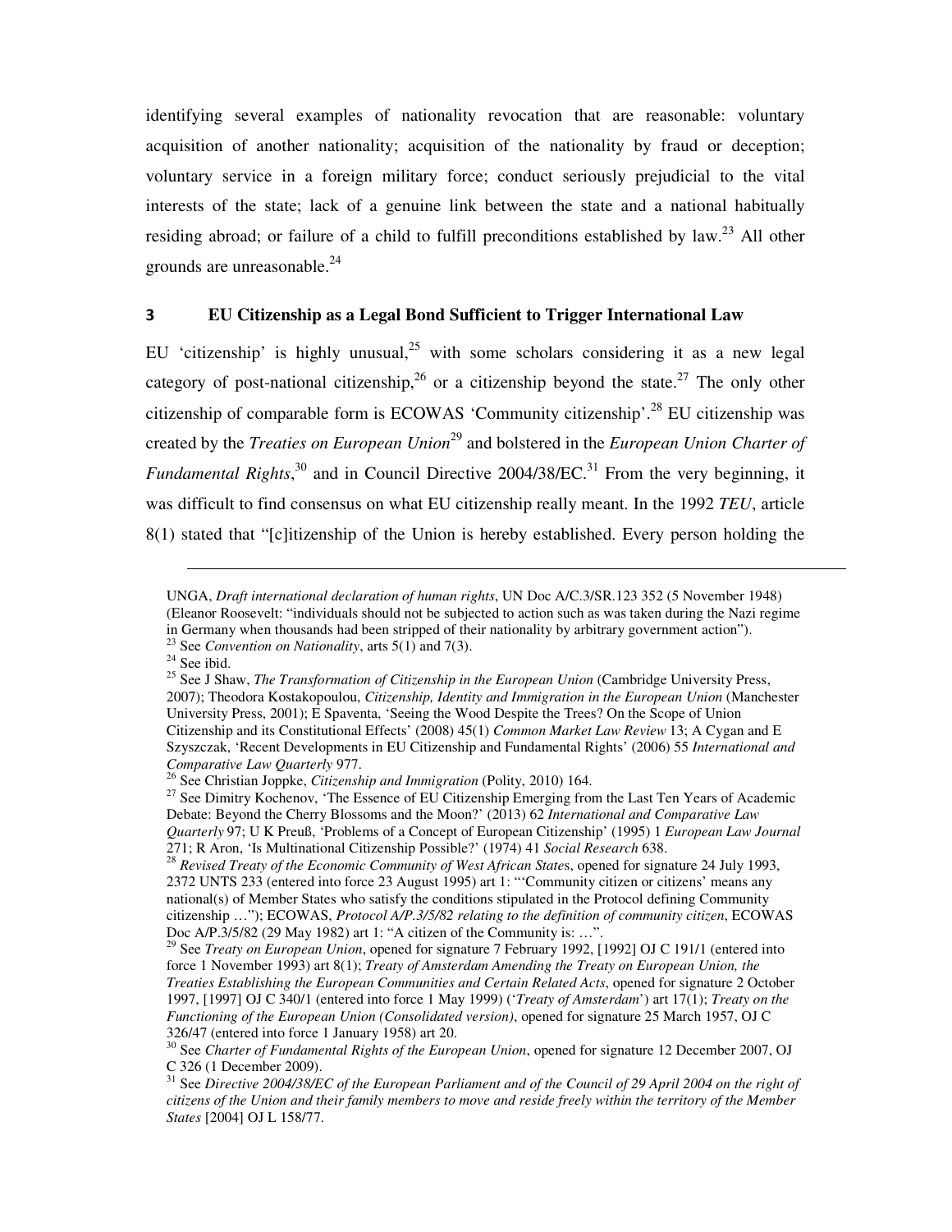identifying several examples of nationality revocation that are reasonable: voluntary acquisition of another nationality; acquisition of the nationality by fraud or deception; voluntary service in a foreign military force; conduct seriously prejudicial to the vital interests of the state; lack of a genuine link between the state and a national habitually residing abroad; or failure of a child to fulfill preconditions established by law.[23] All other grounds are unreasonable.[24]

## 3 EU Citizenship as a Legal Bond Sufficient to Trigger International Law

EU 'citizenship' is highly unusual,[25] with some scholars considering it as a new legal category of post-national citizenship,[26] or a citizenship beyond the state.[27] The only other citizenship of comparable form is ECOWAS 'Community citizenship'.[28] EU citizenship was created by the *Treaties on European Union*[29] and bolstered in the *European Union Charter of Fundamental Rights*,[30] and in Council Directive 2004/38/EC.[31] From the very beginning, it was difficult to find consensus on what EU citizenship really meant. In the 1992 *TEU*, article 8(1) stated that "[c]itizenship of the Union is hereby established. Every person holding the

---

UNGA, *Draft international declaration of human rights*, UN Doc A/C.3/SR.123 352 (5 November 1948) (Eleanor Roosevelt: "individuals should not be subjected to action such as was taken during the Nazi regime in Germany when thousands had been stripped of their nationality by arbitrary government action").

[23] See *Convention on Nationality*, arts 5(1) and 7(3).

[24] See ibid.

[25] See J Shaw, *The Transformation of Citizenship in the European Union* (Cambridge University Press, 2007); Theodora Kostakopoulou, *Citizenship, Identity and Immigration in the European Union* (Manchester University Press, 2001); E Spaventa, 'Seeing the Wood Despite the Trees? On the Scope of Union Citizenship and its Constitutional Effects' (2008) 45(1) *Common Market Law Review* 13; A Cygan and E Szyszczak, 'Recent Developments in EU Citizenship and Fundamental Rights' (2006) 55 *International and Comparative Law Quarterly* 977.

[26] See Christian Joppke, *Citizenship and Immigration* (Polity, 2010) 164.

[27] See Dimitry Kochenov, 'The Essence of EU Citizenship Emerging from the Last Ten Years of Academic Debate: Beyond the Cherry Blossoms and the Moon?' (2013) 62 *International and Comparative Law Quarterly* 97; U K Preuß, 'Problems of a Concept of European Citizenship' (1995) 1 *European Law Journal* 271; R Aron, 'Is Multinational Citizenship Possible?' (1974) 41 *Social Research* 638.

[28] *Revised Treaty of the Economic Community of West African States*, opened for signature 24 July 1993, 2372 UNTS 233 (entered into force 23 August 1995) art 1: "'Community citizen or citizens' means any national(s) of Member States who satisfy the conditions stipulated in the Protocol defining Community citizenship …"); ECOWAS, *Protocol A/P.3/5/82 relating to the definition of community citizen*, ECOWAS Doc A/P.3/5/82 (29 May 1982) art 1: "A citizen of the Community is: …".

[29] See *Treaty on European Union*, opened for signature 7 February 1992, [1992] OJ C 191/1 (entered into force 1 November 1993) art 8(1); *Treaty of Amsterdam Amending the Treaty on European Union, the Treaties Establishing the European Communities and Certain Related Acts*, opened for signature 2 October 1997, [1997] OJ C 340/1 (entered into force 1 May 1999) ('*Treaty of Amsterdam*') art 17(1); *Treaty on the Functioning of the European Union (Consolidated version)*, opened for signature 25 March 1957, OJ C 326/47 (entered into force 1 January 1958) art 20.

[30] See *Charter of Fundamental Rights of the European Union*, opened for signature 12 December 2007, OJ C 326 (1 December 2009).

[31] See *Directive 2004/38/EC of the European Parliament and of the Council of 29 April 2004 on the right of citizens of the Union and their family members to move and reside freely within the territory of the Member States* [2004] OJ L 158/77.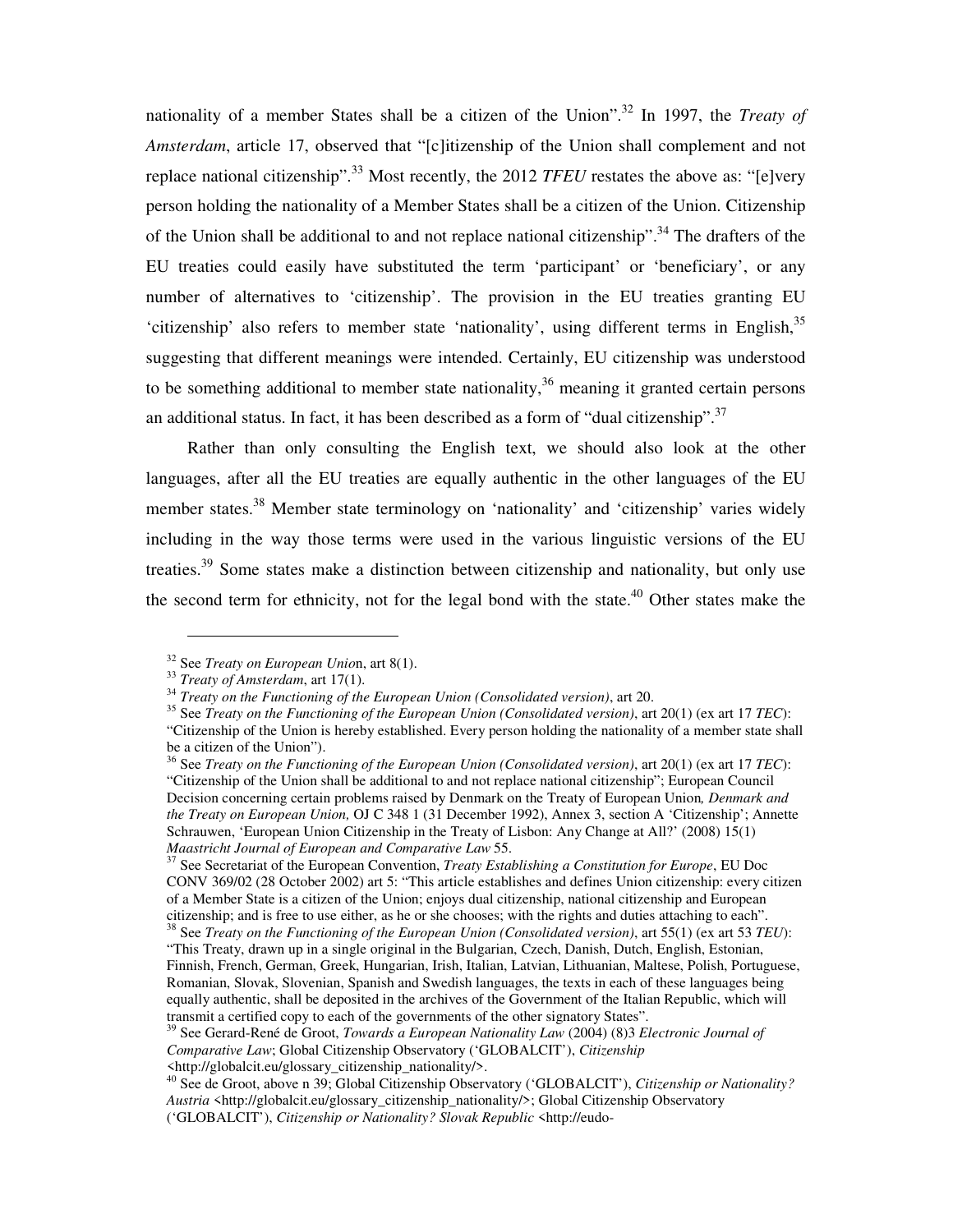nationality of a member States shall be a citizen of the Union".[32] In 1997, the *Treaty of Amsterdam*, article 17, observed that "[c]itizenship of the Union shall complement and not replace national citizenship".[33] Most recently, the 2012 *TFEU* restates the above as: "[e]very person holding the nationality of a Member States shall be a citizen of the Union. Citizenship of the Union shall be additional to and not replace national citizenship".[34] The drafters of the EU treaties could easily have substituted the term 'participant' or 'beneficiary', or any number of alternatives to 'citizenship'. The provision in the EU treaties granting EU 'citizenship' also refers to member state 'nationality', using different terms in English,[35] suggesting that different meanings were intended. Certainly, EU citizenship was understood to be something additional to member state nationality,[36] meaning it granted certain persons an additional status. In fact, it has been described as a form of "dual citizenship".[37]

Rather than only consulting the English text, we should also look at the other languages, after all the EU treaties are equally authentic in the other languages of the EU member states.[38] Member state terminology on 'nationality' and 'citizenship' varies widely including in the way those terms were used in the various linguistic versions of the EU treaties.[39] Some states make a distinction between citizenship and nationality, but only use the second term for ethnicity, not for the legal bond with the state.[40] Other states make the

---

[32] See *Treaty on European Union*, art 8(1).

[33] *Treaty of Amsterdam*, art 17(1).

[34] *Treaty on the Functioning of the European Union (Consolidated version)*, art 20.

[35] See *Treaty on the Functioning of the European Union (Consolidated version)*, art 20(1) (ex art 17 *TEC*): "Citizenship of the Union is hereby established. Every person holding the nationality of a member state shall be a citizen of the Union").

[36] See *Treaty on the Functioning of the European Union (Consolidated version)*, art 20(1) (ex art 17 *TEC*): "Citizenship of the Union shall be additional to and not replace national citizenship"; European Council Decision concerning certain problems raised by Denmark on the Treaty of European Union*, Denmark and the Treaty on European Union,* OJ C 348 1 (31 December 1992), Annex 3, section A 'Citizenship'; Annette Schrauwen, 'European Union Citizenship in the Treaty of Lisbon: Any Change at All?' (2008) 15(1) *Maastricht Journal of European and Comparative Law* 55.

[37] See Secretariat of the European Convention, *Treaty Establishing a Constitution for Europe*, EU Doc CONV 369/02 (28 October 2002) art 5: "This article establishes and defines Union citizenship: every citizen of a Member State is a citizen of the Union; enjoys dual citizenship, national citizenship and European citizenship; and is free to use either, as he or she chooses; with the rights and duties attaching to each".

[38] See *Treaty on the Functioning of the European Union (Consolidated version)*, art 55(1) (ex art 53 *TEU*): "This Treaty, drawn up in a single original in the Bulgarian, Czech, Danish, Dutch, English, Estonian, Finnish, French, German, Greek, Hungarian, Irish, Italian, Latvian, Lithuanian, Maltese, Polish, Portuguese, Romanian, Slovak, Slovenian, Spanish and Swedish languages, the texts in each of these languages being equally authentic, shall be deposited in the archives of the Government of the Italian Republic, which will transmit a certified copy to each of the governments of the other signatory States".

[39] See Gerard-René de Groot, *Towards a European Nationality Law* (2004) (8)3 *Electronic Journal of Comparative Law*; Global Citizenship Observatory ('GLOBALCIT'), *Citizenship* <http://globalcit.eu/glossary_citizenship_nationality/>.

[40] See de Groot, above n 39; Global Citizenship Observatory ('GLOBALCIT'), *Citizenship or Nationality? Austria* <http://globalcit.eu/glossary_citizenship_nationality/>; Global Citizenship Observatory ('GLOBALCIT'), *Citizenship or Nationality? Slovak Republic* <http://eudo-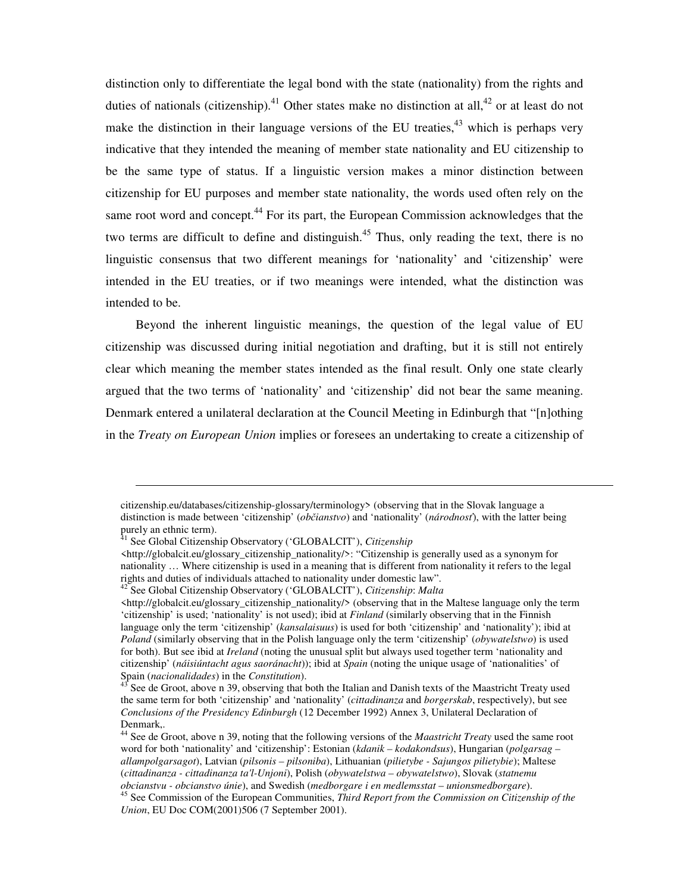distinction only to differentiate the legal bond with the state (nationality) from the rights and duties of nationals (citizenship).[41] Other states make no distinction at all,[42] or at least do not make the distinction in their language versions of the EU treaties,[43] which is perhaps very indicative that they intended the meaning of member state nationality and EU citizenship to be the same type of status. If a linguistic version makes a minor distinction between citizenship for EU purposes and member state nationality, the words used often rely on the same root word and concept.[44] For its part, the European Commission acknowledges that the two terms are difficult to define and distinguish.[45] Thus, only reading the text, there is no linguistic consensus that two different meanings for 'nationality' and 'citizenship' were intended in the EU treaties, or if two meanings were intended, what the distinction was intended to be.

Beyond the inherent linguistic meanings, the question of the legal value of EU citizenship was discussed during initial negotiation and drafting, but it is still not entirely clear which meaning the member states intended as the final result. Only one state clearly argued that the two terms of 'nationality' and 'citizenship' did not bear the same meaning. Denmark entered a unilateral declaration at the Council Meeting in Edinburgh that "[n]othing in the *Treaty on European Union* implies or foresees an undertaking to create a citizenship of

---

citizenship.eu/databases/citizenship-glossary/terminology> (observing that in the Slovak language a distinction is made between 'citizenship' (*občianstvo*) and 'nationality' (*národnosť*), with the latter being purely an ethnic term).

[41] See Global Citizenship Observatory ('GLOBALCIT'), *Citizenship* <http://globalcit.eu/glossary_citizenship_nationality/>: "Citizenship is generally used as a synonym for nationality … Where citizenship is used in a meaning that is different from nationality it refers to the legal rights and duties of individuals attached to nationality under domestic law".

[42] See Global Citizenship Observatory ('GLOBALCIT'), *Citizenship*: *Malta* <http://globalcit.eu/glossary_citizenship_nationality/> (observing that in the Maltese language only the term 'citizenship' is used; 'nationality' is not used); ibid at *Finland* (similarly observing that in the Finnish language only the term 'citizenship' (*kansalaisuus*) is used for both 'citizenship' and 'nationality'); ibid at *Poland* (similarly observing that in the Polish language only the term 'citizenship' (*obywatelstwo*) is used for both). But see ibid at *Ireland* (noting the unusual split but always used together term 'nationality and citizenship' (*náisiúntacht agus saoránacht*)); ibid at *Spain* (noting the unique usage of 'nationalities' of Spain (*nacionalidades*) in the *Constitution*).

[43] See de Groot, above n 39, observing that both the Italian and Danish texts of the Maastricht Treaty used the same term for both 'citizenship' and 'nationality' (*cittadinanza* and *borgerskab*, respectively), but see *Conclusions of the Presidency Edinburgh* (12 December 1992) Annex 3, Unilateral Declaration of Denmark,.

[44] See de Groot, above n 39, noting that the following versions of the *Maastricht Treaty* used the same root word for both 'nationality' and 'citizenship': Estonian (*kdanik – kodakondsus*), Hungarian (*polgarsag – allampolgarsagot*), Latvian (*pilsonis – pilsoniba*), Lithuanian (*pilietybe - Sajungos pilietybie*); Maltese (*cittadinanza - cittadinanza ta'l-Unjoni*), Polish (*obywatelstwa – obywatelstwo*), Slovak (*statnemu obcianstvu - obcianstvo únie*), and Swedish (*medborgare i en medlemsstat – unionsmedborgare*).

[45] See Commission of the European Communities, *Third Report from the Commission on Citizenship of the Union*, EU Doc COM(2001)506 (7 September 2001).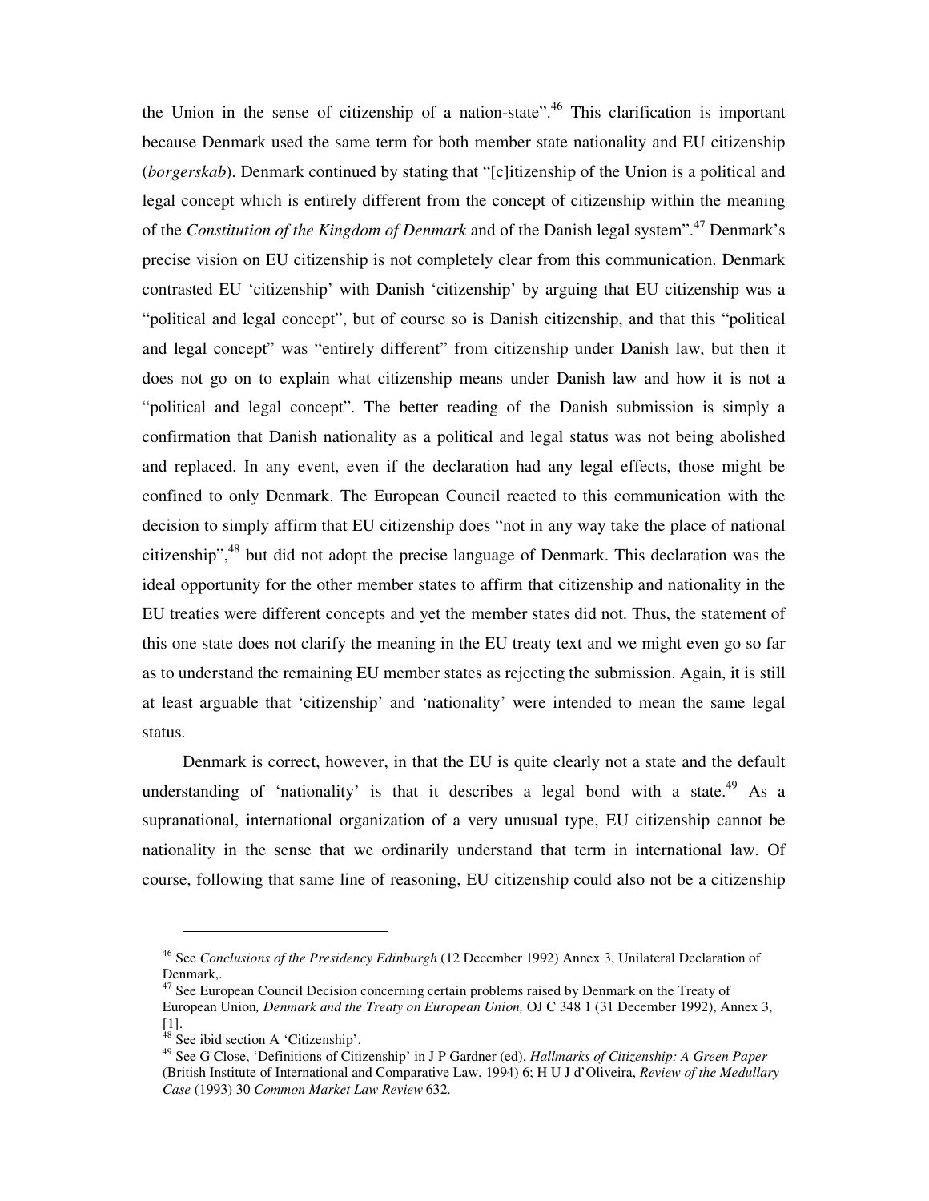the Union in the sense of citizenship of a nation-state".[46] This clarification is important because Denmark used the same term for both member state nationality and EU citizenship (*borgerskab*). Denmark continued by stating that "[c]itizenship of the Union is a political and legal concept which is entirely different from the concept of citizenship within the meaning of the *Constitution of the Kingdom of Denmark* and of the Danish legal system".[47] Denmark's precise vision on EU citizenship is not completely clear from this communication. Denmark contrasted EU 'citizenship' with Danish 'citizenship' by arguing that EU citizenship was a "political and legal concept", but of course so is Danish citizenship, and that this "political and legal concept" was "entirely different" from citizenship under Danish law, but then it does not go on to explain what citizenship means under Danish law and how it is not a "political and legal concept". The better reading of the Danish submission is simply a confirmation that Danish nationality as a political and legal status was not being abolished and replaced. In any event, even if the declaration had any legal effects, those might be confined to only Denmark. The European Council reacted to this communication with the decision to simply affirm that EU citizenship does "not in any way take the place of national citizenship",[48] but did not adopt the precise language of Denmark. This declaration was the ideal opportunity for the other member states to affirm that citizenship and nationality in the EU treaties were different concepts and yet the member states did not. Thus, the statement of this one state does not clarify the meaning in the EU treaty text and we might even go so far as to understand the remaining EU member states as rejecting the submission. Again, it is still at least arguable that 'citizenship' and 'nationality' were intended to mean the same legal status.

Denmark is correct, however, in that the EU is quite clearly not a state and the default understanding of 'nationality' is that it describes a legal bond with a state.[49] As a supranational, international organization of a very unusual type, EU citizenship cannot be nationality in the sense that we ordinarily understand that term in international law. Of course, following that same line of reasoning, EU citizenship could also not be a citizenship

---

[46] See *Conclusions of the Presidency Edinburgh* (12 December 1992) Annex 3, Unilateral Declaration of Denmark,.

[47] See European Council Decision concerning certain problems raised by Denmark on the Treaty of European Union*, Denmark and the Treaty on European Union,* OJ C 348 1 (31 December 1992), Annex 3, [1].

[48] See ibid section A 'Citizenship'.

[49] See G Close, 'Definitions of Citizenship' in J P Gardner (ed), *Hallmarks of Citizenship: A Green Paper* (British Institute of International and Comparative Law, 1994) 6; H U J d'Oliveira, *Review of the Medullary Case* (1993) 30 *Common Market Law Review* 632.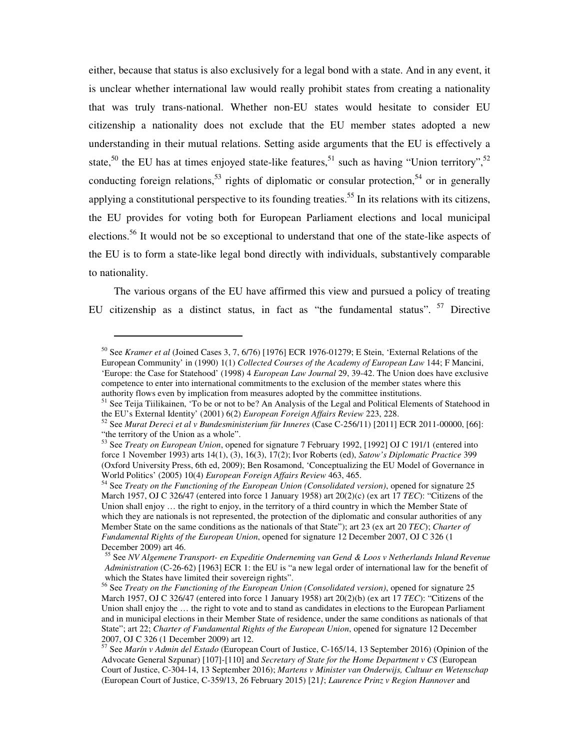either, because that status is also exclusively for a legal bond with a state. And in any event, it is unclear whether international law would really prohibit states from creating a nationality that was truly trans-national. Whether non-EU states would hesitate to consider EU citizenship a nationality does not exclude that the EU member states adopted a new understanding in their mutual relations. Setting aside arguments that the EU is effectively a state,[50] the EU has at times enjoyed state-like features,[51] such as having "Union territory",[52] conducting foreign relations,[53] rights of diplomatic or consular protection,[54] or in generally applying a constitutional perspective to its founding treaties.[55] In its relations with its citizens, the EU provides for voting both for European Parliament elections and local municipal elections.[56] It would not be so exceptional to understand that one of the state-like aspects of the EU is to form a state-like legal bond directly with individuals, substantively comparable to nationality.

The various organs of the EU have affirmed this view and pursued a policy of treating EU citizenship as a distinct status, in fact as "the fundamental status". [57] Directive

---

[50] See *Kramer et al* (Joined Cases 3, 7, 6/76) [1976] ECR 1976-01279; E Stein, 'External Relations of the European Community' in (1990) 1(1) *Collected Courses of the Academy of European Law* 144; F Mancini, 'Europe: the Case for Statehood' (1998) 4 *European Law Journal* 29, 39-42. The Union does have exclusive competence to enter into international commitments to the exclusion of the member states where this authority flows even by implication from measures adopted by the committee institutions.

[51] See Teija Tiilikainen, 'To be or not to be? An Analysis of the Legal and Political Elements of Statehood in the EU's External Identity' (2001) 6(2) *European Foreign Affairs Review* 223, 228.

[52] See *Murat Dereci et al v Bundesministerium für Inneres* (Case C-256/11) [2011] ECR 2011-00000, [66]: "the territory of the Union as a whole".

[53] See *Treaty on European Union*, opened for signature 7 February 1992, [1992] OJ C 191/1 (entered into force 1 November 1993) arts 14(1), (3), 16(3), 17(2); Ivor Roberts (ed), *Satow's Diplomatic Practice* 399 (Oxford University Press, 6th ed, 2009); Ben Rosamond, 'Conceptualizing the EU Model of Governance in World Politics' (2005) 10(4) *European Foreign Affairs Review* 463, 465.

[54] See *Treaty on the Functioning of the European Union (Consolidated version)*, opened for signature 25 March 1957, OJ C 326/47 (entered into force 1 January 1958) art 20(2)(c) (ex art 17 *TEC*): "Citizens of the Union shall enjoy … the right to enjoy, in the territory of a third country in which the Member State of which they are nationals is not represented, the protection of the diplomatic and consular authorities of any Member State on the same conditions as the nationals of that State"); art 23 (ex art 20 *TEC*); *Charter of Fundamental Rights of the European Union*, opened for signature 12 December 2007, OJ C 326 (1 December 2009) art 46.

[55] See *NV Algemene Transport- en Expeditie Onderneming van Gend & Loos v Netherlands Inland Revenue Administration* (C-26-62) [1963] ECR 1: the EU is "a new legal order of international law for the benefit of which the States have limited their sovereign rights".

[56] See *Treaty on the Functioning of the European Union (Consolidated version)*, opened for signature 25 March 1957, OJ C 326/47 (entered into force 1 January 1958) art 20(2)(b) (ex art 17 *TEC*): "Citizens of the Union shall enjoy the … the right to vote and to stand as candidates in elections to the European Parliament and in municipal elections in their Member State of residence, under the same conditions as nationals of that State"; art 22; *Charter of Fundamental Rights of the European Union*, opened for signature 12 December 2007, OJ C 326 (1 December 2009) art 12.

[57] See *Marín v Admin del Estado* (European Court of Justice, C-165/14, 13 September 2016) (Opinion of the Advocate General Szpunar) [107]-[110] and *Secretary of State for the Home Department v CS* (European Court of Justice, C-304-14, 13 September 2016); *Martens v Minister van Onderwijs, Cultuur en Wetenschap* (European Court of Justice, C-359/13, 26 February 2015) [21]; *Laurence Prinz v Region Hannover* and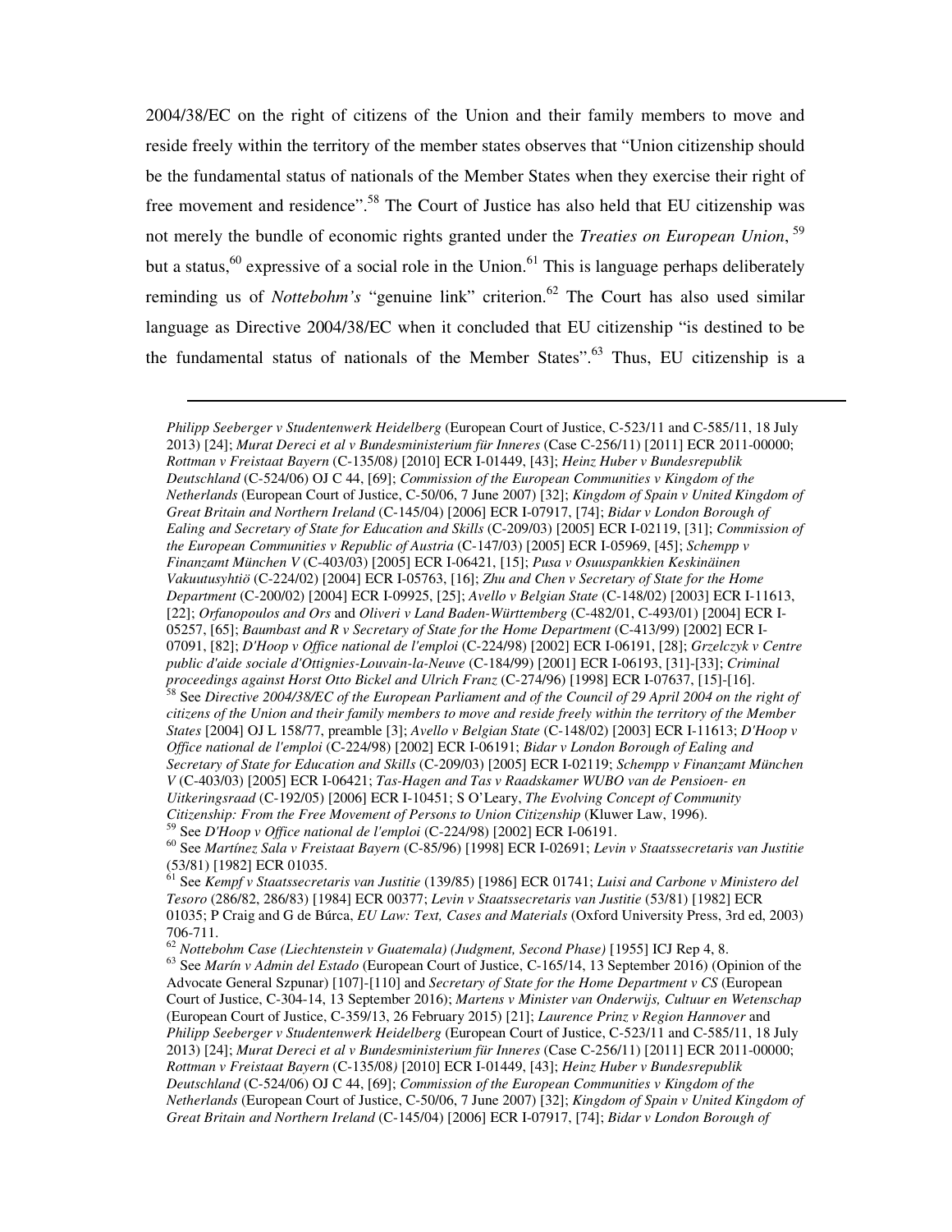2004/38/EC on the right of citizens of the Union and their family members to move and reside freely within the territory of the member states observes that "Union citizenship should be the fundamental status of nationals of the Member States when they exercise their right of free movement and residence".[58] The Court of Justice has also held that EU citizenship was not merely the bundle of economic rights granted under the *Treaties on European Union*,[59] but a status,[60] expressive of a social role in the Union.[61] This is language perhaps deliberately reminding us of *Nottebohm's* "genuine link" criterion.[62] The Court has also used similar language as Directive 2004/38/EC when it concluded that EU citizenship "is destined to be the fundamental status of nationals of the Member States".[63] Thus, EU citizenship is a

---

*Philipp Seeberger v Studentenwerk Heidelberg* (European Court of Justice, C-523/11 and C-585/11, 18 July 2013) [24]; *Murat Dereci et al v Bundesministerium für Inneres* (Case C-256/11) [2011] ECR 2011-00000; *Rottman v Freistaat Bayern* (C-135/08) [2010] ECR I-01449, [43]; *Heinz Huber v Bundesrepublik Deutschland* (C-524/06) OJ C 44, [69]; *Commission of the European Communities v Kingdom of the Netherlands* (European Court of Justice, C-50/06, 7 June 2007) [32]; *Kingdom of Spain v United Kingdom of Great Britain and Northern Ireland* (C-145/04) [2006] ECR I-07917, [74]; *Bidar v London Borough of Ealing and Secretary of State for Education and Skills* (C-209/03) [2005] ECR I-02119, [31]; *Commission of the European Communities v Republic of Austria* (C-147/03) [2005] ECR I-05969, [45]; *Schempp v Finanzamt München V* (C-403/03) [2005] ECR I-06421, [15]; *Pusa v Osuuspankkien Keskinäinen Vakuutusyhtiö* (C-224/02) [2004] ECR I-05763, [16]; *Zhu and Chen v Secretary of State for the Home Department* (C-200/02) [2004] ECR I-09925, [25]; *Avello v Belgian State* (C-148/02) [2003] ECR I-11613, [22]; *Orfanopoulos and Ors* and *Oliveri v Land Baden-Württemberg* (C-482/01, C-493/01) [2004] ECR I-05257, [65]; *Baumbast and R v Secretary of State for the Home Department* (C-413/99) [2002] ECR I-07091, [82]; *D'Hoop v Office national de l'emploi* (C-224/98) [2002] ECR I-06191, [28]; *Grzelczyk v Centre public d'aide sociale d'Ottignies-Louvain-la-Neuve* (C-184/99) [2001] ECR I-06193, [31]-[33]; *Criminal proceedings against Horst Otto Bickel and Ulrich Franz* (C-274/96) [1998] ECR I-07637, [15]-[16].

[58] See *Directive 2004/38/EC of the European Parliament and of the Council of 29 April 2004 on the right of citizens of the Union and their family members to move and reside freely within the territory of the Member States* [2004] OJ L 158/77, preamble [3]; *Avello v Belgian State* (C-148/02) [2003] ECR I-11613; *D'Hoop v Office national de l'emploi* (C-224/98) [2002] ECR I-06191; *Bidar v London Borough of Ealing and Secretary of State for Education and Skills* (C-209/03) [2005] ECR I-02119; *Schempp v Finanzamt München V* (C-403/03) [2005] ECR I-06421; *Tas-Hagen and Tas v Raadskamer WUBO van de Pensioen- en Uitkeringsraad* (C-192/05) [2006] ECR I-10451; S O'Leary, *The Evolving Concept of Community Citizenship: From the Free Movement of Persons to Union Citizenship* (Kluwer Law, 1996).

[59] See *D'Hoop v Office national de l'emploi* (C-224/98) [2002] ECR I-06191.

[60] See *Martínez Sala v Freistaat Bayern* (C-85/96) [1998] ECR I-02691; *Levin v Staatssecretaris van Justitie* (53/81) [1982] ECR 01035.

[61] See *Kempf v Staatssecretaris van Justitie* (139/85) [1986] ECR 01741; *Luisi and Carbone v Ministero del Tesoro* (286/82, 286/83) [1984] ECR 00377; *Levin v Staatssecretaris van Justitie* (53/81) [1982] ECR 01035; P Craig and G de Búrca, *EU Law: Text, Cases and Materials* (Oxford University Press, 3rd ed, 2003) 706-711.

[62] *Nottebohm Case (Liechtenstein v Guatemala) (Judgment, Second Phase)* [1955] ICJ Rep 4, 8.

[63] See *Marín v Admin del Estado* (European Court of Justice, C-165/14, 13 September 2016) (Opinion of the Advocate General Szpunar) [107]-[110] and *Secretary of State for the Home Department v CS* (European Court of Justice, C-304-14, 13 September 2016); *Martens v Minister van Onderwijs, Cultuur en Wetenschap* (European Court of Justice, C-359/13, 26 February 2015) [21]; *Laurence Prinz v Region Hannover* and *Philipp Seeberger v Studentenwerk Heidelberg* (European Court of Justice, C-523/11 and C-585/11, 18 July 2013) [24]; *Murat Dereci et al v Bundesministerium für Inneres* (Case C-256/11) [2011] ECR 2011-00000; *Rottman v Freistaat Bayern* (C-135/08) [2010] ECR I-01449, [43]; *Heinz Huber v Bundesrepublik Deutschland* (C-524/06) OJ C 44, [69]; *Commission of the European Communities v Kingdom of the Netherlands* (European Court of Justice, C-50/06, 7 June 2007) [32]; *Kingdom of Spain v United Kingdom of Great Britain and Northern Ireland* (C-145/04) [2006] ECR I-07917, [74]; *Bidar v London Borough of*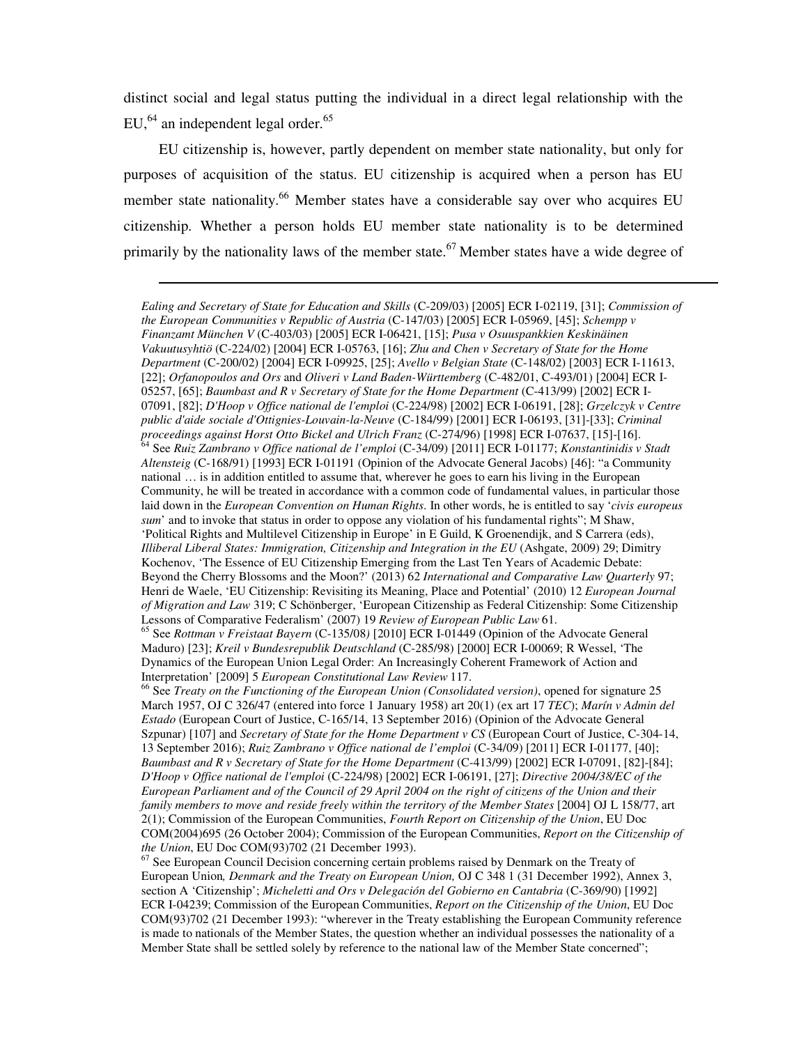distinct social and legal status putting the individual in a direct legal relationship with the EU,[64] an independent legal order.[65]

EU citizenship is, however, partly dependent on member state nationality, but only for purposes of acquisition of the status. EU citizenship is acquired when a person has EU member state nationality.[66] Member states have a considerable say over who acquires EU citizenship. Whether a person holds EU member state nationality is to be determined primarily by the nationality laws of the member state.[67] Member states have a wide degree of

---

*Ealing and Secretary of State for Education and Skills* (C-209/03) [2005] ECR I-02119, [31]; *Commission of the European Communities v Republic of Austria* (C-147/03) [2005] ECR I-05969, [45]; *Schempp v Finanzamt München V* (C-403/03) [2005] ECR I-06421, [15]; *Pusa v Osuuspankkien Keskinäinen Vakuutusyhtiö* (C-224/02) [2004] ECR I-05763, [16]; *Zhu and Chen v Secretary of State for the Home Department* (C-200/02) [2004] ECR I-09925, [25]; *Avello v Belgian State* (C-148/02) [2003] ECR I-11613, [22]; *Orfanopoulos and Ors* and *Oliveri v Land Baden-Württemberg* (C-482/01, C-493/01) [2004] ECR I-05257, [65]; *Baumbast and R v Secretary of State for the Home Department* (C-413/99) [2002] ECR I-07091, [82]; *D'Hoop v Office national de l'emploi* (C-224/98) [2002] ECR I-06191, [28]; *Grzelczyk v Centre public d'aide sociale d'Ottignies-Louvain-la-Neuve* (C-184/99) [2001] ECR I-06193, [31]-[33]; *Criminal proceedings against Horst Otto Bickel and Ulrich Franz* (C-274/96) [1998] ECR I-07637, [15]-[16].

[64] See *Ruiz Zambrano v Office national de l'emploi* (C-34/09) [2011] ECR I-01177; *Konstantinidis v Stadt Altensteig* (C-168/91) [1993] ECR I-01191 (Opinion of the Advocate General Jacobs) [46]: "a Community national … is in addition entitled to assume that, wherever he goes to earn his living in the European Community, he will be treated in accordance with a common code of fundamental values, in particular those laid down in the *European Convention on Human Rights*. In other words, he is entitled to say '*civis europeus sum*' and to invoke that status in order to oppose any violation of his fundamental rights"; M Shaw, 'Political Rights and Multilevel Citizenship in Europe' in E Guild, K Groenendijk, and S Carrera (eds), *Illiberal Liberal States: Immigration, Citizenship and Integration in the EU* (Ashgate, 2009) 29; Dimitry Kochenov, 'The Essence of EU Citizenship Emerging from the Last Ten Years of Academic Debate: Beyond the Cherry Blossoms and the Moon?' (2013) 62 *International and Comparative Law Quarterly* 97; Henri de Waele, 'EU Citizenship: Revisiting its Meaning, Place and Potential' (2010) 12 *European Journal of Migration and Law* 319; C Schönberger, 'European Citizenship as Federal Citizenship: Some Citizenship Lessons of Comparative Federalism' (2007) 19 *Review of European Public Law* 61.

[65] See *Rottman v Freistaat Bayern* (C-135/08) [2010] ECR I-01449 (Opinion of the Advocate General Maduro) [23]; *Kreil v Bundesrepublik Deutschland* (C-285/98) [2000] ECR I-00069; R Wessel, 'The Dynamics of the European Union Legal Order: An Increasingly Coherent Framework of Action and Interpretation' [2009] 5 *European Constitutional Law Review* 117.

[66] See *Treaty on the Functioning of the European Union (Consolidated version)*, opened for signature 25 March 1957, OJ C 326/47 (entered into force 1 January 1958) art 20(1) (ex art 17 *TEC*); *Marín v Admin del Estado* (European Court of Justice, C-165/14, 13 September 2016) (Opinion of the Advocate General Szpunar) [107] and *Secretary of State for the Home Department v CS* (European Court of Justice, C-304-14, 13 September 2016); *Ruiz Zambrano v Office national de l'emploi* (C-34/09) [2011] ECR I-01177, [40]; *Baumbast and R v Secretary of State for the Home Department* (C-413/99) [2002] ECR I-07091, [82]-[84]; *D'Hoop v Office national de l'emploi* (C-224/98) [2002] ECR I-06191, [27]; *Directive 2004/38/EC of the European Parliament and of the Council of 29 April 2004 on the right of citizens of the Union and their family members to move and reside freely within the territory of the Member States* [2004] OJ L 158/77, art 2(1); Commission of the European Communities, *Fourth Report on Citizenship of the Union*, EU Doc COM(2004)695 (26 October 2004); Commission of the European Communities, *Report on the Citizenship of the Union*, EU Doc COM(93)702 (21 December 1993).

[67] See European Council Decision concerning certain problems raised by Denmark on the Treaty of European Union*, Denmark and the Treaty on European Union,* OJ C 348 1 (31 December 1992), Annex 3, section A 'Citizenship'; *Micheletti and Ors v Delegación del Gobierno en Cantabria* (C-369/90) [1992] ECR I-04239; Commission of the European Communities, *Report on the Citizenship of the Union*, EU Doc COM(93)702 (21 December 1993): "wherever in the Treaty establishing the European Community reference is made to nationals of the Member States, the question whether an individual possesses the nationality of a Member State shall be settled solely by reference to the national law of the Member State concerned";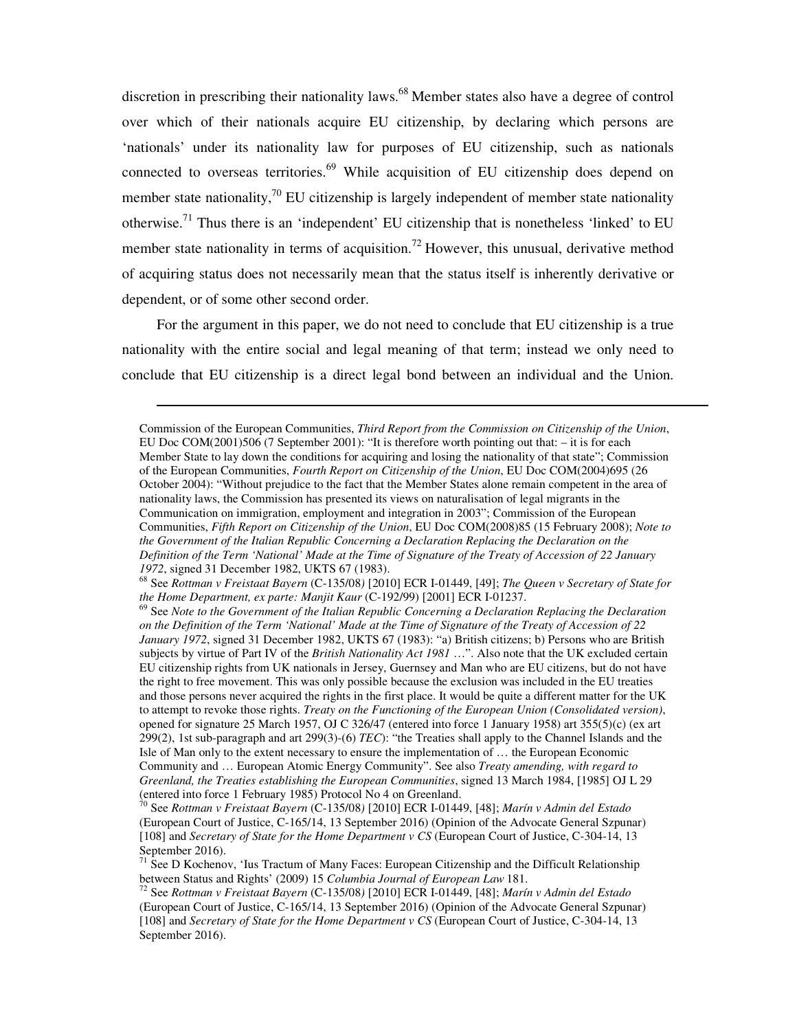discretion in prescribing their nationality laws.[68] Member states also have a degree of control over which of their nationals acquire EU citizenship, by declaring which persons are 'nationals' under its nationality law for purposes of EU citizenship, such as nationals connected to overseas territories.[69] While acquisition of EU citizenship does depend on member state nationality,[70] EU citizenship is largely independent of member state nationality otherwise.[71] Thus there is an 'independent' EU citizenship that is nonetheless 'linked' to EU member state nationality in terms of acquisition.[72] However, this unusual, derivative method of acquiring status does not necessarily mean that the status itself is inherently derivative or dependent, or of some other second order.

For the argument in this paper, we do not need to conclude that EU citizenship is a true nationality with the entire social and legal meaning of that term; instead we only need to conclude that EU citizenship is a direct legal bond between an individual and the Union.

---

Commission of the European Communities, *Third Report from the Commission on Citizenship of the Union*, EU Doc COM(2001)506 (7 September 2001): "It is therefore worth pointing out that: – it is for each Member State to lay down the conditions for acquiring and losing the nationality of that state"; Commission of the European Communities, *Fourth Report on Citizenship of the Union*, EU Doc COM(2004)695 (26 October 2004): "Without prejudice to the fact that the Member States alone remain competent in the area of nationality laws, the Commission has presented its views on naturalisation of legal migrants in the Communication on immigration, employment and integration in 2003"; Commission of the European Communities, *Fifth Report on Citizenship of the Union*, EU Doc COM(2008)85 (15 February 2008); *Note to the Government of the Italian Republic Concerning a Declaration Replacing the Declaration on the Definition of the Term 'National' Made at the Time of Signature of the Treaty of Accession of 22 January 1972*, signed 31 December 1982, UKTS 67 (1983).

[68] See *Rottman v Freistaat Bayern* (C-135/08) [2010] ECR I-01449, [49]; *The Queen v Secretary of State for the Home Department, ex parte: Manjit Kaur* (C-192/99) [2001] ECR I-01237.

[69] See *Note to the Government of the Italian Republic Concerning a Declaration Replacing the Declaration on the Definition of the Term 'National' Made at the Time of Signature of the Treaty of Accession of 22 January 1972*, signed 31 December 1982, UKTS 67 (1983): "a) British citizens; b) Persons who are British subjects by virtue of Part IV of the *British Nationality Act 1981* …". Also note that the UK excluded certain EU citizenship rights from UK nationals in Jersey, Guernsey and Man who are EU citizens, but do not have the right to free movement. This was only possible because the exclusion was included in the EU treaties and those persons never acquired the rights in the first place. It would be quite a different matter for the UK to attempt to revoke those rights. *Treaty on the Functioning of the European Union (Consolidated version)*, opened for signature 25 March 1957, OJ C 326/47 (entered into force 1 January 1958) art 355(5)(c) (ex art 299(2), 1st sub-paragraph and art 299(3)-(6) *TEC*): "the Treaties shall apply to the Channel Islands and the Isle of Man only to the extent necessary to ensure the implementation of … the European Economic Community and … European Atomic Energy Community". See also *Treaty amending, with regard to Greenland, the Treaties establishing the European Communities*, signed 13 March 1984, [1985] OJ L 29 (entered into force 1 February 1985) Protocol No 4 on Greenland.

[70] See *Rottman v Freistaat Bayern* (C-135/08) [2010] ECR I-01449, [48]; *Marín v Admin del Estado* (European Court of Justice, C-165/14, 13 September 2016) (Opinion of the Advocate General Szpunar) [108] and *Secretary of State for the Home Department v CS* (European Court of Justice, C-304-14, 13 September 2016).

[71] See D Kochenov, 'Ius Tractum of Many Faces: European Citizenship and the Difficult Relationship between Status and Rights' (2009) 15 *Columbia Journal of European Law* 181.

[72] See *Rottman v Freistaat Bayern* (C-135/08) [2010] ECR I-01449, [48]; *Marín v Admin del Estado* (European Court of Justice, C-165/14, 13 September 2016) (Opinion of the Advocate General Szpunar) [108] and *Secretary of State for the Home Department v CS* (European Court of Justice, C-304-14, 13 September 2016).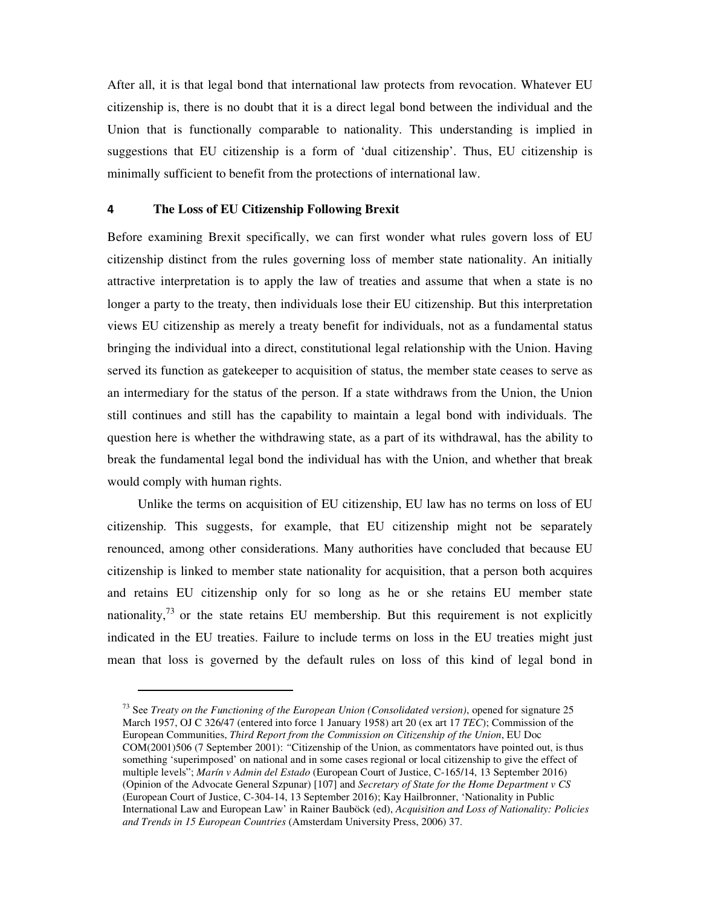After all, it is that legal bond that international law protects from revocation. Whatever EU citizenship is, there is no doubt that it is a direct legal bond between the individual and the Union that is functionally comparable to nationality. This understanding is implied in suggestions that EU citizenship is a form of 'dual citizenship'. Thus, EU citizenship is minimally sufficient to benefit from the protections of international law.

## 4 The Loss of EU Citizenship Following Brexit

Before examining Brexit specifically, we can first wonder what rules govern loss of EU citizenship distinct from the rules governing loss of member state nationality. An initially attractive interpretation is to apply the law of treaties and assume that when a state is no longer a party to the treaty, then individuals lose their EU citizenship. But this interpretation views EU citizenship as merely a treaty benefit for individuals, not as a fundamental status bringing the individual into a direct, constitutional legal relationship with the Union. Having served its function as gatekeeper to acquisition of status, the member state ceases to serve as an intermediary for the status of the person. If a state withdraws from the Union, the Union still continues and still has the capability to maintain a legal bond with individuals. The question here is whether the withdrawing state, as a part of its withdrawal, has the ability to break the fundamental legal bond the individual has with the Union, and whether that break would comply with human rights.

Unlike the terms on acquisition of EU citizenship, EU law has no terms on loss of EU citizenship. This suggests, for example, that EU citizenship might not be separately renounced, among other considerations. Many authorities have concluded that because EU citizenship is linked to member state nationality for acquisition, that a person both acquires and retains EU citizenship only for so long as he or she retains EU member state nationality,[73] or the state retains EU membership. But this requirement is not explicitly indicated in the EU treaties. Failure to include terms on loss in the EU treaties might just mean that loss is governed by the default rules on loss of this kind of legal bond in

---

[73] See *Treaty on the Functioning of the European Union (Consolidated version)*, opened for signature 25 March 1957, OJ C 326/47 (entered into force 1 January 1958) art 20 (ex art 17 *TEC*); Commission of the European Communities, *Third Report from the Commission on Citizenship of the Union*, EU Doc COM(2001)506 (7 September 2001): "Citizenship of the Union, as commentators have pointed out, is thus something 'superimposed' on national and in some cases regional or local citizenship to give the effect of multiple levels"; *Marín v Admin del Estado* (European Court of Justice, C-165/14, 13 September 2016) (Opinion of the Advocate General Szpunar) [107] and *Secretary of State for the Home Department v CS* (European Court of Justice, C-304-14, 13 September 2016); Kay Hailbronner, 'Nationality in Public International Law and European Law' in Rainer Bauböck (ed), *Acquisition and Loss of Nationality: Policies and Trends in 15 European Countries* (Amsterdam University Press, 2006) 37.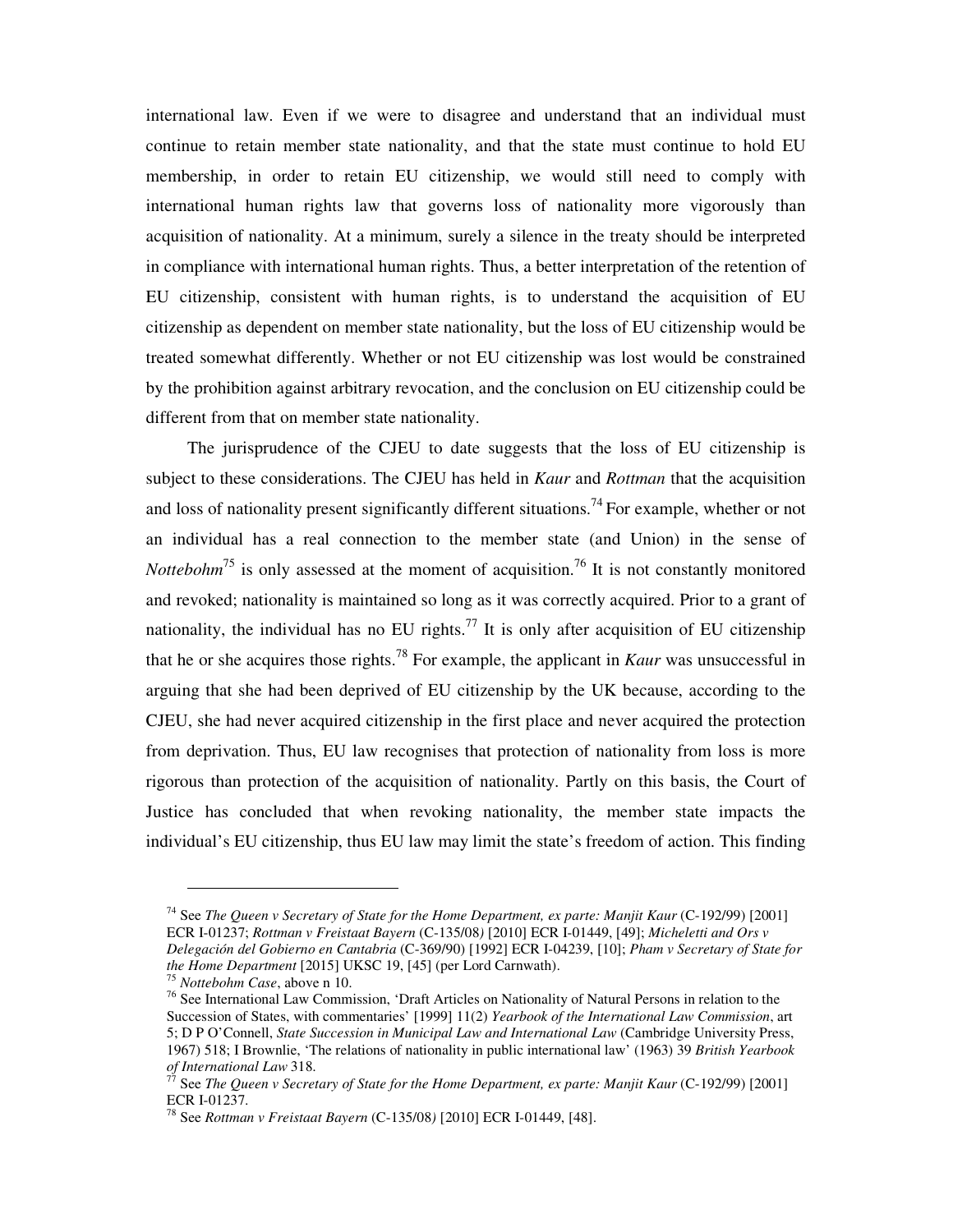international law. Even if we were to disagree and understand that an individual must continue to retain member state nationality, and that the state must continue to hold EU membership, in order to retain EU citizenship, we would still need to comply with international human rights law that governs loss of nationality more vigorously than acquisition of nationality. At a minimum, surely a silence in the treaty should be interpreted in compliance with international human rights. Thus, a better interpretation of the retention of EU citizenship, consistent with human rights, is to understand the acquisition of EU citizenship as dependent on member state nationality, but the loss of EU citizenship would be treated somewhat differently. Whether or not EU citizenship was lost would be constrained by the prohibition against arbitrary revocation, and the conclusion on EU citizenship could be different from that on member state nationality.

The jurisprudence of the CJEU to date suggests that the loss of EU citizenship is subject to these considerations. The CJEU has held in *Kaur* and *Rottman* that the acquisition and loss of nationality present significantly different situations.[74] For example, whether or not an individual has a real connection to the member state (and Union) in the sense of *Nottebohm*[75] is only assessed at the moment of acquisition.[76] It is not constantly monitored and revoked; nationality is maintained so long as it was correctly acquired. Prior to a grant of nationality, the individual has no EU rights.[77] It is only after acquisition of EU citizenship that he or she acquires those rights.[78] For example, the applicant in *Kaur* was unsuccessful in arguing that she had been deprived of EU citizenship by the UK because, according to the CJEU, she had never acquired citizenship in the first place and never acquired the protection from deprivation. Thus, EU law recognises that protection of nationality from loss is more rigorous than protection of the acquisition of nationality. Partly on this basis, the Court of Justice has concluded that when revoking nationality, the member state impacts the individual's EU citizenship, thus EU law may limit the state's freedom of action. This finding

---

[74] See *The Queen v Secretary of State for the Home Department, ex parte: Manjit Kaur* (C-192/99) [2001] ECR I-01237; *Rottman v Freistaat Bayern* (C-135/08) [2010] ECR I-01449, [49]; *Micheletti and Ors v Delegación del Gobierno en Cantabria* (C-369/90) [1992] ECR I-04239, [10]; *Pham v Secretary of State for the Home Department* [2015] UKSC 19, [45] (per Lord Carnwath).

[75] *Nottebohm Case*, above n 10.

[76] See International Law Commission, 'Draft Articles on Nationality of Natural Persons in relation to the Succession of States, with commentaries' [1999] 11(2) *Yearbook of the International Law Commission*, art 5; D P O'Connell, *State Succession in Municipal Law and International Law* (Cambridge University Press, 1967) 518; I Brownlie, 'The relations of nationality in public international law' (1963) 39 *British Yearbook of International Law* 318.

[77] See *The Queen v Secretary of State for the Home Department, ex parte: Manjit Kaur* (C-192/99) [2001] ECR I-01237.

[78] See *Rottman v Freistaat Bayern* (C-135/08) [2010] ECR I-01449, [48].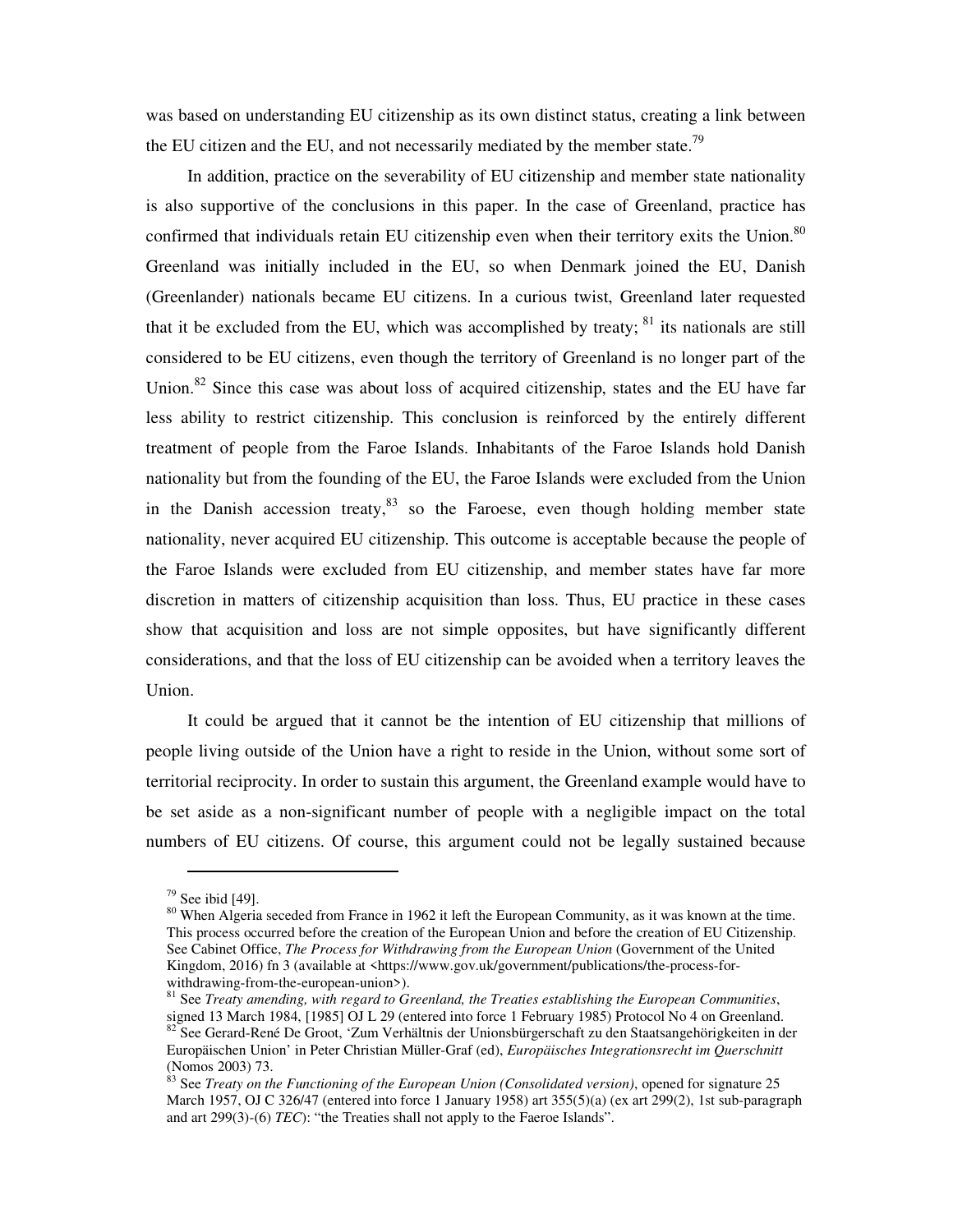was based on understanding EU citizenship as its own distinct status, creating a link between the EU citizen and the EU, and not necessarily mediated by the member state.[79]

In addition, practice on the severability of EU citizenship and member state nationality is also supportive of the conclusions in this paper. In the case of Greenland, practice has confirmed that individuals retain EU citizenship even when their territory exits the Union.[80] Greenland was initially included in the EU, so when Denmark joined the EU, Danish (Greenlander) nationals became EU citizens. In a curious twist, Greenland later requested that it be excluded from the EU, which was accomplished by treaty; [81] its nationals are still considered to be EU citizens, even though the territory of Greenland is no longer part of the Union.[82] Since this case was about loss of acquired citizenship, states and the EU have far less ability to restrict citizenship. This conclusion is reinforced by the entirely different treatment of people from the Faroe Islands. Inhabitants of the Faroe Islands hold Danish nationality but from the founding of the EU, the Faroe Islands were excluded from the Union in the Danish accession treaty,[83] so the Faroese, even though holding member state nationality, never acquired EU citizenship. This outcome is acceptable because the people of the Faroe Islands were excluded from EU citizenship, and member states have far more discretion in matters of citizenship acquisition than loss. Thus, EU practice in these cases show that acquisition and loss are not simple opposites, but have significantly different considerations, and that the loss of EU citizenship can be avoided when a territory leaves the Union.

It could be argued that it cannot be the intention of EU citizenship that millions of people living outside of the Union have a right to reside in the Union, without some sort of territorial reciprocity. In order to sustain this argument, the Greenland example would have to be set aside as a non-significant number of people with a negligible impact on the total numbers of EU citizens. Of course, this argument could not be legally sustained because

---

[79] See ibid [49].

[80] When Algeria seceded from France in 1962 it left the European Community, as it was known at the time. This process occurred before the creation of the European Union and before the creation of EU Citizenship. See Cabinet Office, *The Process for Withdrawing from the European Union* (Government of the United Kingdom, 2016) fn 3 (available at <https://www.gov.uk/government/publications/the-process-for-withdrawing-from-the-european-union>).

[81] See *Treaty amending, with regard to Greenland, the Treaties establishing the European Communities*, signed 13 March 1984, [1985] OJ L 29 (entered into force 1 February 1985) Protocol No 4 on Greenland.

[82] See Gerard-René De Groot, 'Zum Verhältnis der Unionsbürgerschaft zu den Staatsangehörigkeiten in der Europäischen Union' in Peter Christian Müller-Graf (ed), *Europäisches Integrationsrecht im Querschnitt* (Nomos 2003) 73.

[83] See *Treaty on the Functioning of the European Union (Consolidated version)*, opened for signature 25 March 1957, OJ C 326/47 (entered into force 1 January 1958) art 355(5)(a) (ex art 299(2), 1st sub-paragraph and art 299(3)-(6) *TEC*): "the Treaties shall not apply to the Faeroe Islands".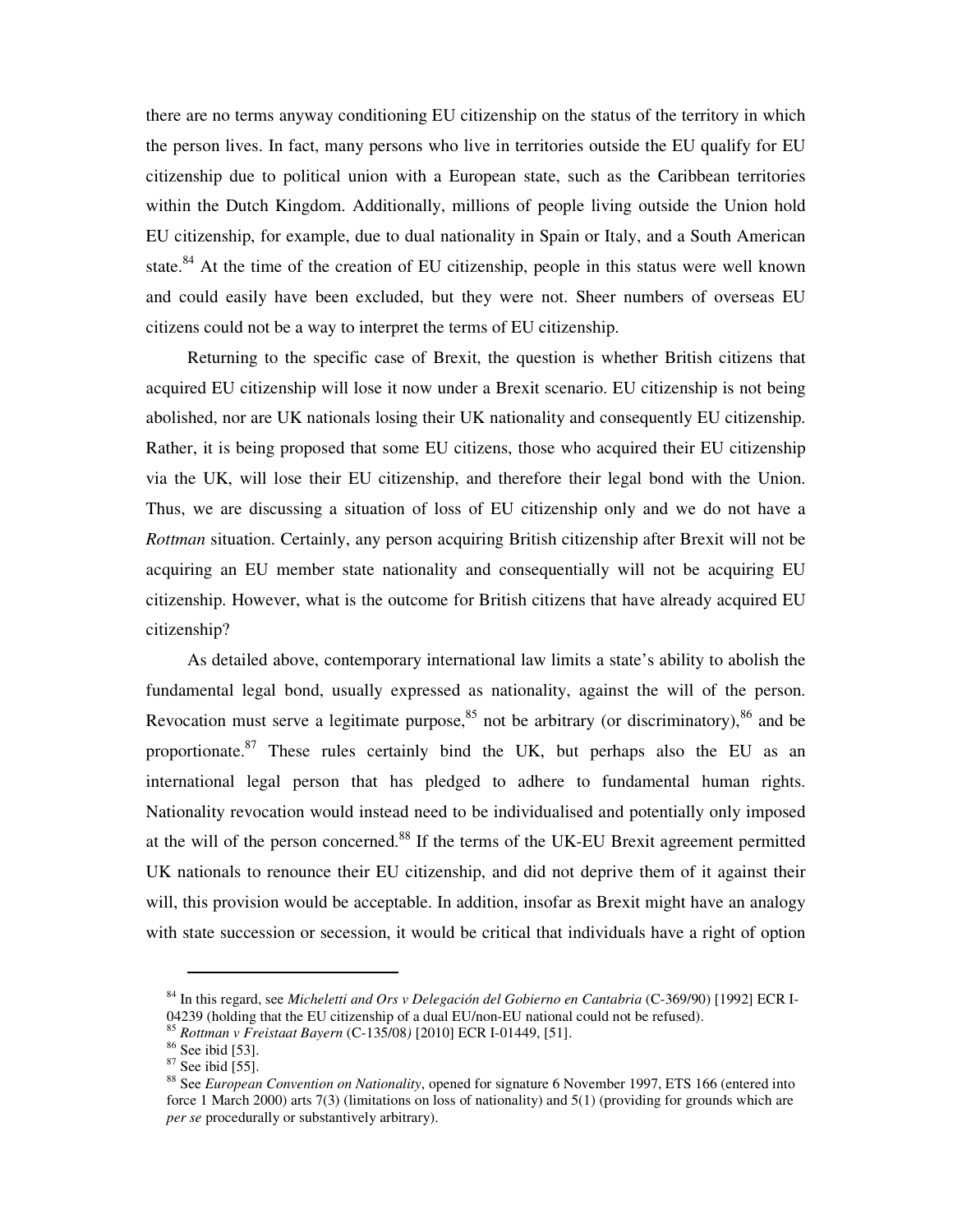there are no terms anyway conditioning EU citizenship on the status of the territory in which the person lives. In fact, many persons who live in territories outside the EU qualify for EU citizenship due to political union with a European state, such as the Caribbean territories within the Dutch Kingdom. Additionally, millions of people living outside the Union hold EU citizenship, for example, due to dual nationality in Spain or Italy, and a South American state.[84] At the time of the creation of EU citizenship, people in this status were well known and could easily have been excluded, but they were not. Sheer numbers of overseas EU citizens could not be a way to interpret the terms of EU citizenship.

Returning to the specific case of Brexit, the question is whether British citizens that acquired EU citizenship will lose it now under a Brexit scenario. EU citizenship is not being abolished, nor are UK nationals losing their UK nationality and consequently EU citizenship. Rather, it is being proposed that some EU citizens, those who acquired their EU citizenship via the UK, will lose their EU citizenship, and therefore their legal bond with the Union. Thus, we are discussing a situation of loss of EU citizenship only and we do not have a *Rottman* situation. Certainly, any person acquiring British citizenship after Brexit will not be acquiring an EU member state nationality and consequentially will not be acquiring EU citizenship. However, what is the outcome for British citizens that have already acquired EU citizenship?

As detailed above, contemporary international law limits a state's ability to abolish the fundamental legal bond, usually expressed as nationality, against the will of the person. Revocation must serve a legitimate purpose,[85] not be arbitrary (or discriminatory),[86] and be proportionate.[87] These rules certainly bind the UK, but perhaps also the EU as an international legal person that has pledged to adhere to fundamental human rights. Nationality revocation would instead need to be individualised and potentially only imposed at the will of the person concerned.[88] If the terms of the UK-EU Brexit agreement permitted UK nationals to renounce their EU citizenship, and did not deprive them of it against their will, this provision would be acceptable. In addition, insofar as Brexit might have an analogy with state succession or secession, it would be critical that individuals have a right of option

---

[84] In this regard, see *Micheletti and Ors v Delegación del Gobierno en Cantabria* (C-369/90) [1992] ECR I-04239 (holding that the EU citizenship of a dual EU/non-EU national could not be refused).

[85] *Rottman v Freistaat Bayern* (C-135/08) [2010] ECR I-01449, [51].

[86] See ibid [53].

[87] See ibid [55].

[88] See *European Convention on Nationality*, opened for signature 6 November 1997, ETS 166 (entered into force 1 March 2000) arts 7(3) (limitations on loss of nationality) and 5(1) (providing for grounds which are *per se* procedurally or substantively arbitrary).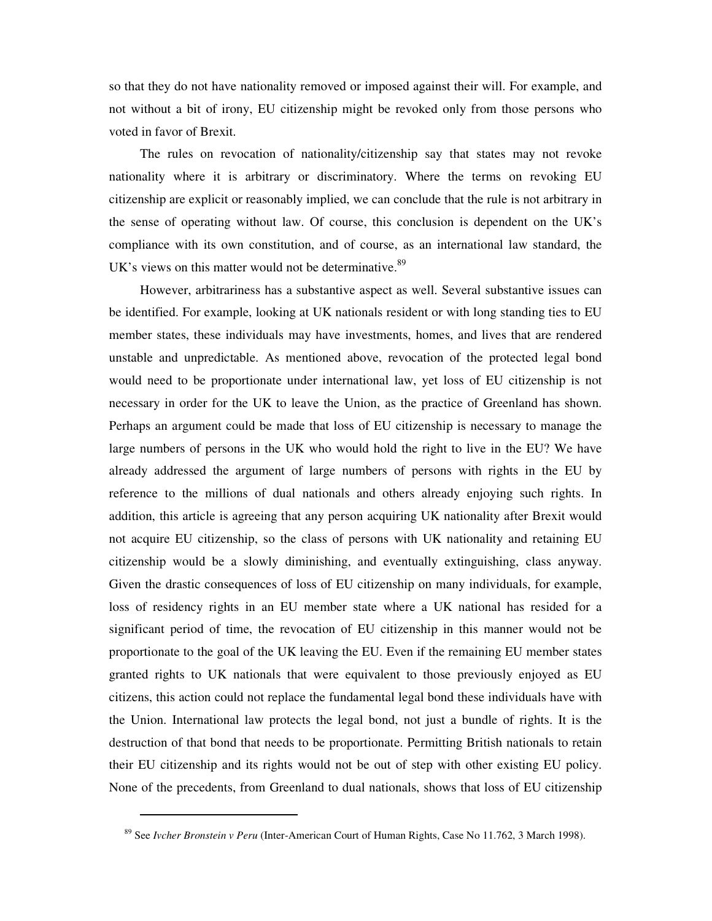so that they do not have nationality removed or imposed against their will. For example, and not without a bit of irony, EU citizenship might be revoked only from those persons who voted in favor of Brexit.

The rules on revocation of nationality/citizenship say that states may not revoke nationality where it is arbitrary or discriminatory. Where the terms on revoking EU citizenship are explicit or reasonably implied, we can conclude that the rule is not arbitrary in the sense of operating without law. Of course, this conclusion is dependent on the UK's compliance with its own constitution, and of course, as an international law standard, the UK's views on this matter would not be determinative.[89]

However, arbitrariness has a substantive aspect as well. Several substantive issues can be identified. For example, looking at UK nationals resident or with long standing ties to EU member states, these individuals may have investments, homes, and lives that are rendered unstable and unpredictable. As mentioned above, revocation of the protected legal bond would need to be proportionate under international law, yet loss of EU citizenship is not necessary in order for the UK to leave the Union, as the practice of Greenland has shown. Perhaps an argument could be made that loss of EU citizenship is necessary to manage the large numbers of persons in the UK who would hold the right to live in the EU? We have already addressed the argument of large numbers of persons with rights in the EU by reference to the millions of dual nationals and others already enjoying such rights. In addition, this article is agreeing that any person acquiring UK nationality after Brexit would not acquire EU citizenship, so the class of persons with UK nationality and retaining EU citizenship would be a slowly diminishing, and eventually extinguishing, class anyway. Given the drastic consequences of loss of EU citizenship on many individuals, for example, loss of residency rights in an EU member state where a UK national has resided for a significant period of time, the revocation of EU citizenship in this manner would not be proportionate to the goal of the UK leaving the EU. Even if the remaining EU member states granted rights to UK nationals that were equivalent to those previously enjoyed as EU citizens, this action could not replace the fundamental legal bond these individuals have with the Union. International law protects the legal bond, not just a bundle of rights. It is the destruction of that bond that needs to be proportionate. Permitting British nationals to retain their EU citizenship and its rights would not be out of step with other existing EU policy. None of the precedents, from Greenland to dual nationals, shows that loss of EU citizenship

---

[89] See *Ivcher Bronstein v Peru* (Inter-American Court of Human Rights, Case No 11.762, 3 March 1998).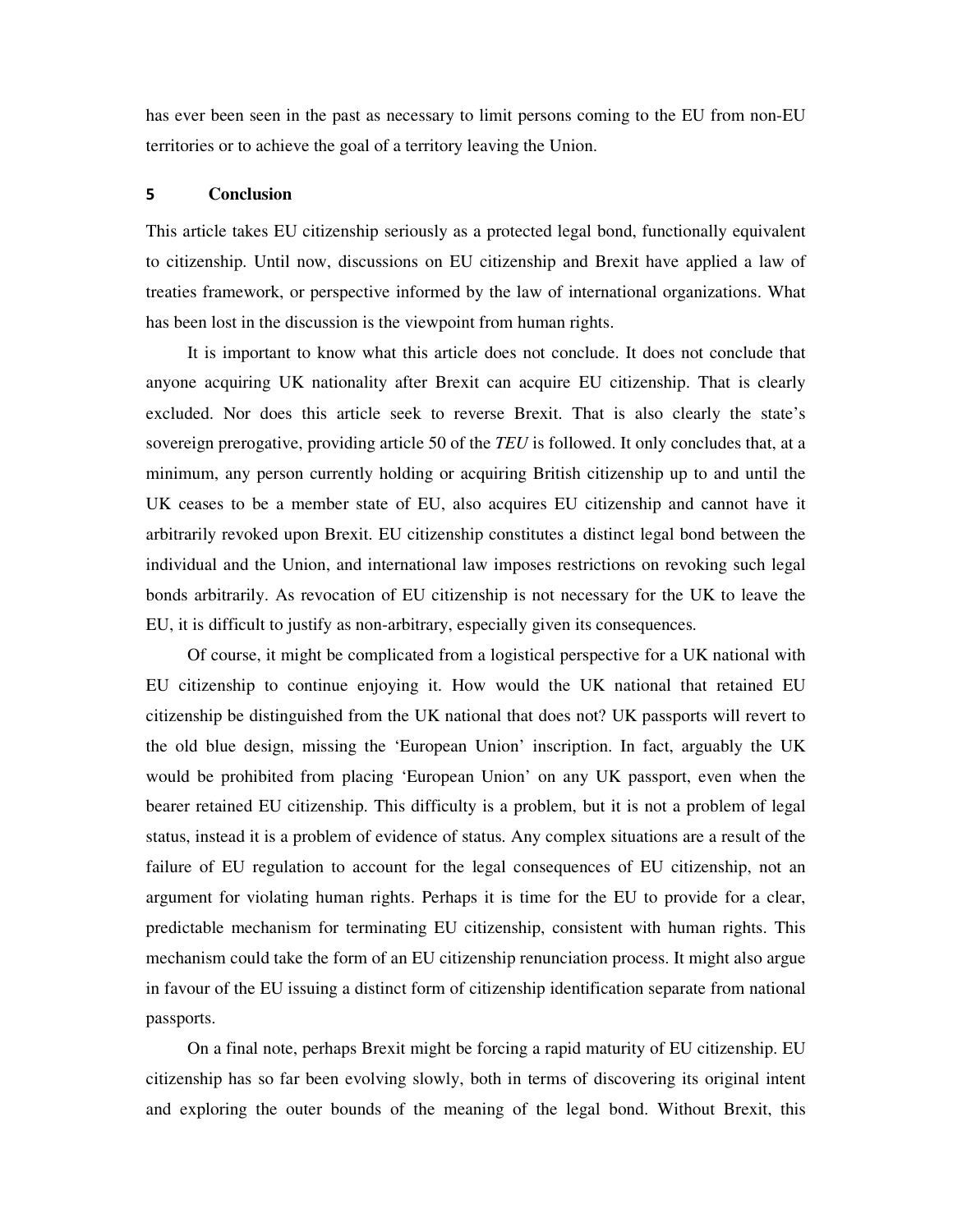has ever been seen in the past as necessary to limit persons coming to the EU from non-EU territories or to achieve the goal of a territory leaving the Union.

## 5 Conclusion

This article takes EU citizenship seriously as a protected legal bond, functionally equivalent to citizenship. Until now, discussions on EU citizenship and Brexit have applied a law of treaties framework, or perspective informed by the law of international organizations. What has been lost in the discussion is the viewpoint from human rights.

It is important to know what this article does not conclude. It does not conclude that anyone acquiring UK nationality after Brexit can acquire EU citizenship. That is clearly excluded. Nor does this article seek to reverse Brexit. That is also clearly the state's sovereign prerogative, providing article 50 of the *TEU* is followed. It only concludes that, at a minimum, any person currently holding or acquiring British citizenship up to and until the UK ceases to be a member state of EU, also acquires EU citizenship and cannot have it arbitrarily revoked upon Brexit. EU citizenship constitutes a distinct legal bond between the individual and the Union, and international law imposes restrictions on revoking such legal bonds arbitrarily. As revocation of EU citizenship is not necessary for the UK to leave the EU, it is difficult to justify as non-arbitrary, especially given its consequences.

Of course, it might be complicated from a logistical perspective for a UK national with EU citizenship to continue enjoying it. How would the UK national that retained EU citizenship be distinguished from the UK national that does not? UK passports will revert to the old blue design, missing the 'European Union' inscription. In fact, arguably the UK would be prohibited from placing 'European Union' on any UK passport, even when the bearer retained EU citizenship. This difficulty is a problem, but it is not a problem of legal status, instead it is a problem of evidence of status. Any complex situations are a result of the failure of EU regulation to account for the legal consequences of EU citizenship, not an argument for violating human rights. Perhaps it is time for the EU to provide for a clear, predictable mechanism for terminating EU citizenship, consistent with human rights. This mechanism could take the form of an EU citizenship renunciation process. It might also argue in favour of the EU issuing a distinct form of citizenship identification separate from national passports.

On a final note, perhaps Brexit might be forcing a rapid maturity of EU citizenship. EU citizenship has so far been evolving slowly, both in terms of discovering its original intent and exploring the outer bounds of the meaning of the legal bond. Without Brexit, this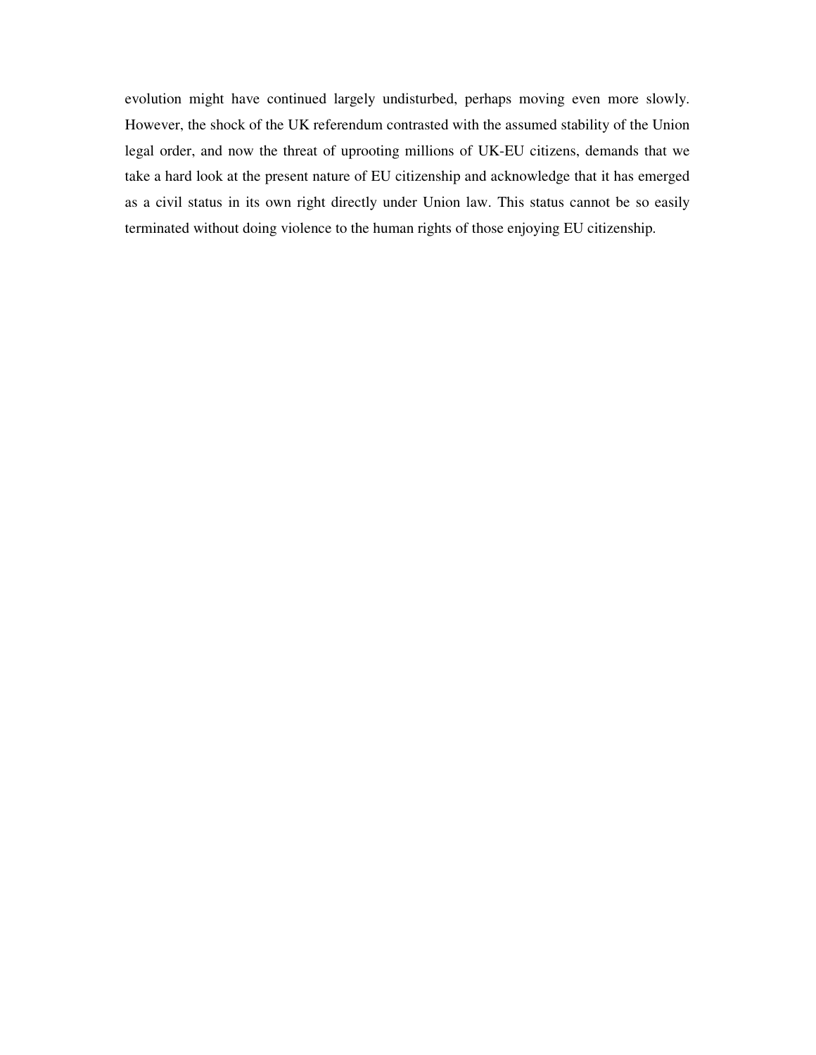evolution might have continued largely undisturbed, perhaps moving even more slowly. However, the shock of the UK referendum contrasted with the assumed stability of the Union legal order, and now the threat of uprooting millions of UK-EU citizens, demands that we take a hard look at the present nature of EU citizenship and acknowledge that it has emerged as a civil status in its own right directly under Union law. This status cannot be so easily terminated without doing violence to the human rights of those enjoying EU citizenship.